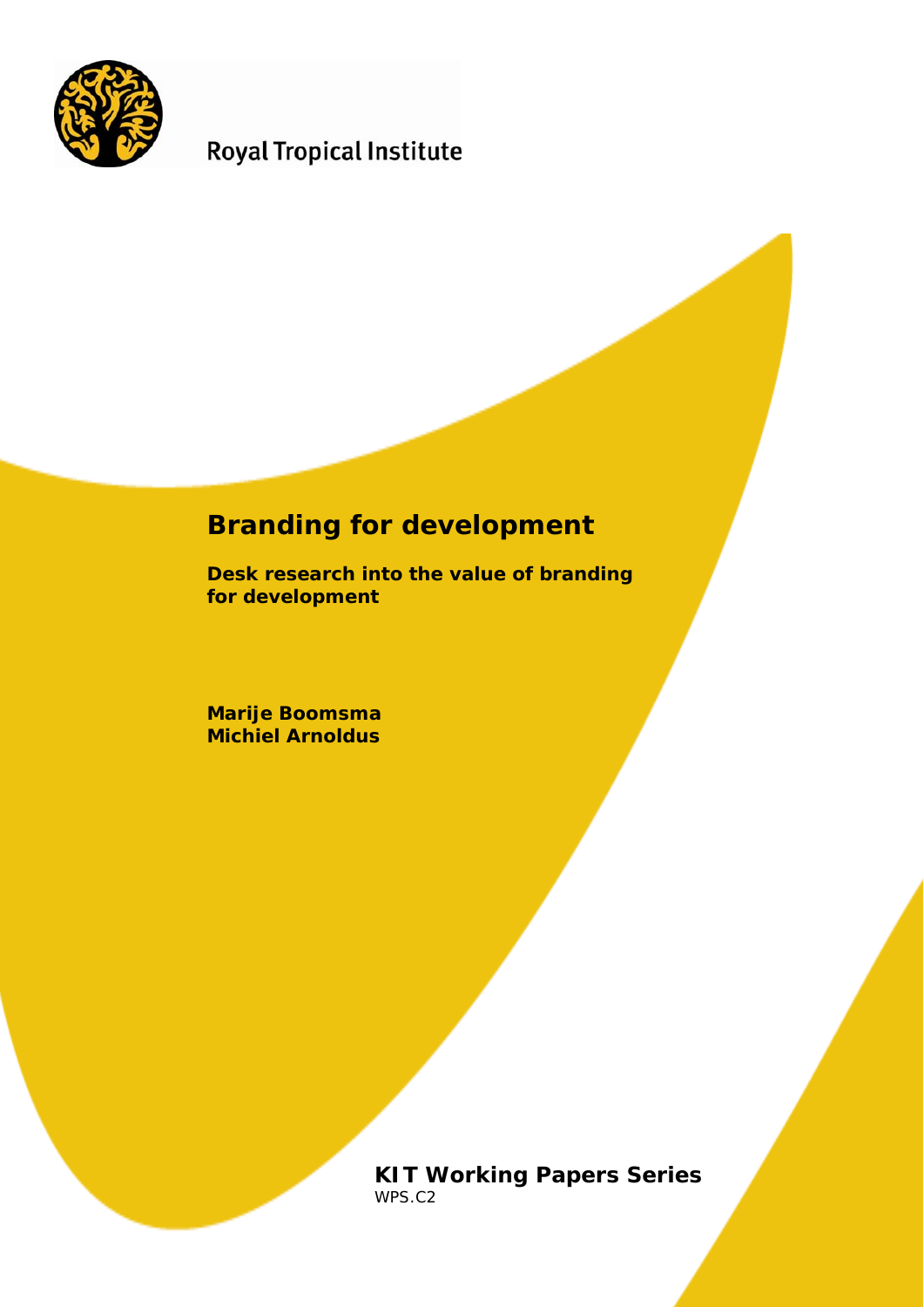Royal Tropical Institute

# Branding for development

**Desk research into the value of branding for development**

**Marije Boomsma**
**Michiel Arnoldus**

**KIT Working Papers Series**
WPS.C2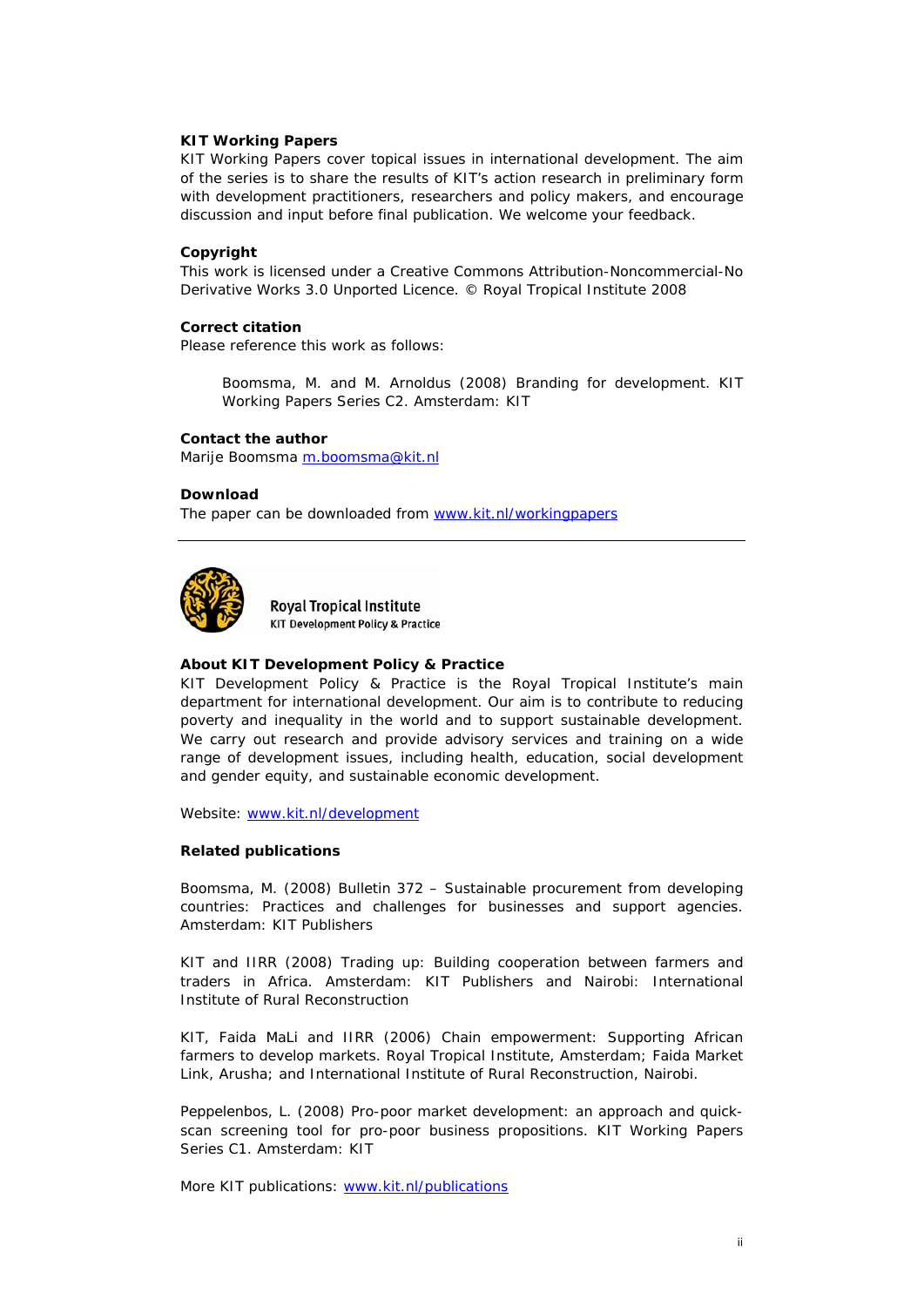**KIT Working Papers**
KIT Working Papers cover topical issues in international development. The aim of the series is to share the results of KIT's action research in preliminary form with development practitioners, researchers and policy makers, and encourage discussion and input before final publication. We welcome your feedback.

**Copyright**
This work is licensed under a Creative Commons Attribution-Noncommercial-No Derivative Works 3.0 Unported Licence. © Royal Tropical Institute 2008

**Correct citation**
Please reference this work as follows:

> Boomsma, M. and M. Arnoldus (2008) Branding for development. KIT Working Papers Series C2. Amsterdam: KIT

**Contact the author**
Marije Boomsma m.boomsma@kit.nl

**Download**
The paper can be downloaded from www.kit.nl/workingpapers

---

Royal Tropical Institute
KIT Development Policy & Practice

**About KIT Development Policy & Practice**
KIT Development Policy & Practice is the Royal Tropical Institute's main department for international development. Our aim is to contribute to reducing poverty and inequality in the world and to support sustainable development. We carry out research and provide advisory services and training on a wide range of development issues, including health, education, social development and gender equity, and sustainable economic development.

Website: www.kit.nl/development

**Related publications**

Boomsma, M. (2008) Bulletin 372 – Sustainable procurement from developing countries: Practices and challenges for businesses and support agencies. Amsterdam: KIT Publishers

KIT and IIRR (2008) Trading up: Building cooperation between farmers and traders in Africa. Amsterdam: KIT Publishers and Nairobi: International Institute of Rural Reconstruction

KIT, Faida MaLi and IIRR (2006) Chain empowerment: Supporting African farmers to develop markets. Royal Tropical Institute, Amsterdam; Faida Market Link, Arusha; and International Institute of Rural Reconstruction, Nairobi.

Peppelenbos, L. (2008) Pro-poor market development: an approach and quick-scan screening tool for pro-poor business propositions. KIT Working Papers Series C1. Amsterdam: KIT

More KIT publications: www.kit.nl/publications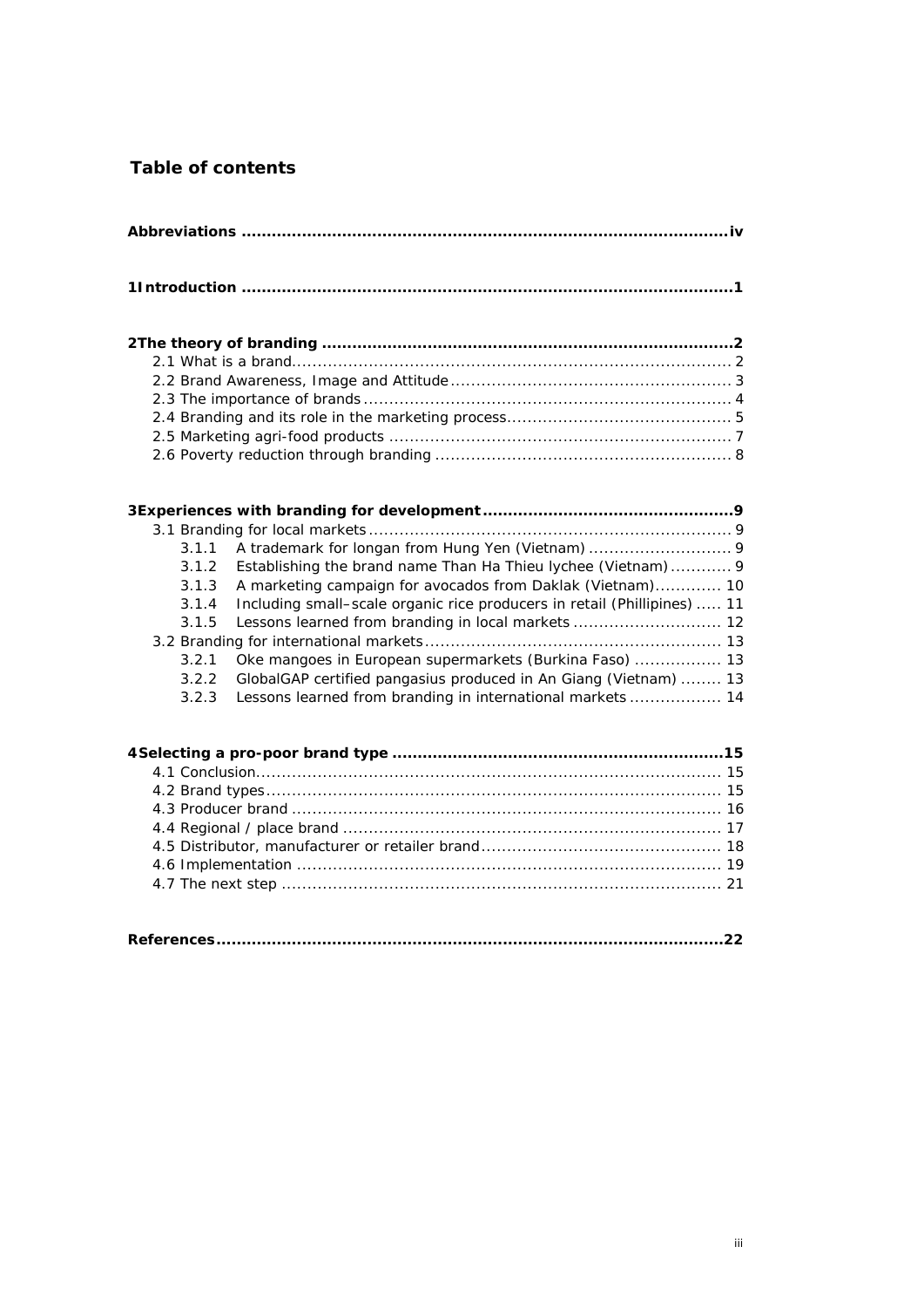# Table of contents

**Abbreviations ................................................................................................iv**

**1 Introduction ................................................................................................1**

**2 The theory of branding ................................................................................2**

2.1 What is a brand....................................................................................... 2
2.2 Brand Awareness, Image and Attitude ...................................................... 3
2.3 The importance of brands ....................................................................... 4
2.4 Branding and its role in the marketing process........................................... 5
2.5 Marketing agri-food products .................................................................. 7
2.6 Poverty reduction through branding ......................................................... 8

**3 Experiences with branding for development .................................................9**

3.1 Branding for local markets ...................................................................... 9
- 3.1.1 A trademark for longan from Hung Yen (Vietnam) ............................ 9
- 3.1.2 Establishing the brand name Than Ha Thieu lychee (Vietnam) ............ 9
- 3.1.3 A marketing campaign for avocados from Daklak (Vietnam)............. 10
- 3.1.4 Including small–scale organic rice producers in retail (Phillipines) ..... 11
- 3.1.5 Lessons learned from branding in local markets ............................ 12

3.2 Branding for international markets ......................................................... 13
- 3.2.1 Oke mangoes in European supermarkets (Burkina Faso) ................. 13
- 3.2.2 GlobalGAP certified pangasius produced in An Giang (Vietnam) ........ 13
- 3.2.3 Lessons learned from branding in international markets .................. 14

**4 Selecting a pro-poor brand type .................................................................15**

4.1 Conclusion.......................................................................................... 15
4.2 Brand types......................................................................................... 15
4.3 Producer brand ................................................................................... 16
4.4 Regional / place brand .......................................................................... 17
4.5 Distributor, manufacturer or retailer brand............................................... 18
4.6 Implementation ................................................................................... 19
4.7 The next step ...................................................................................... 21

**References...................................................................................................22**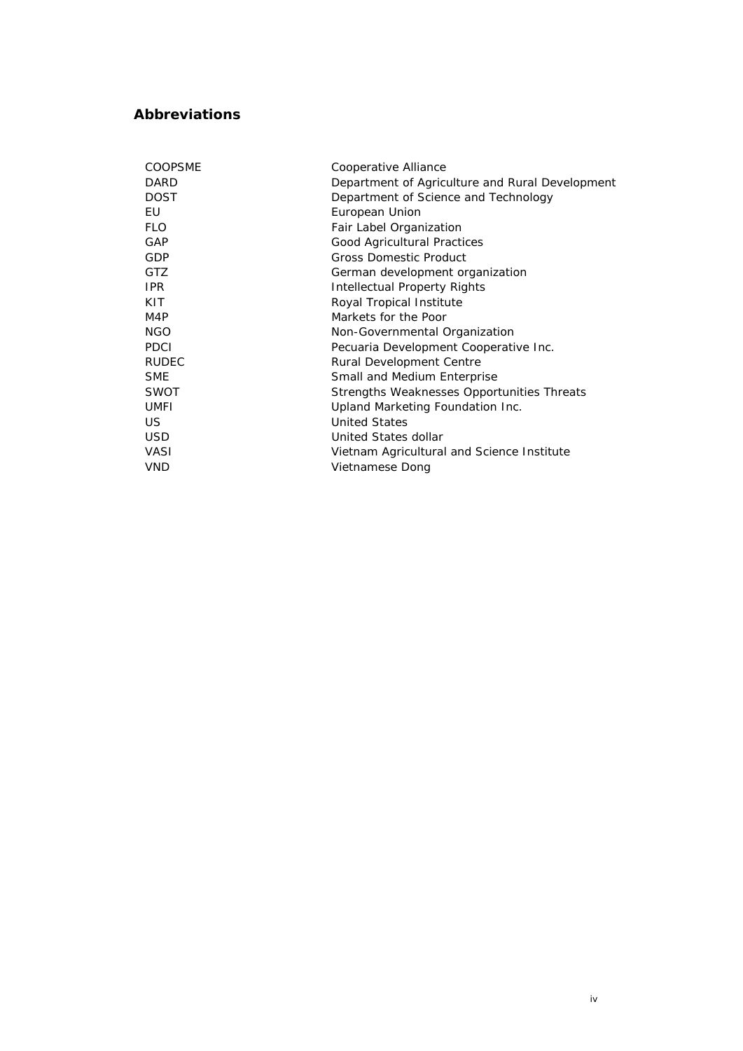## Abbreviations

| | |
|---|---|
| COOPSME | Cooperative Alliance |
| DARD | Department of Agriculture and Rural Development |
| DOST | Department of Science and Technology |
| EU | European Union |
| FLO | Fair Label Organization |
| GAP | Good Agricultural Practices |
| GDP | Gross Domestic Product |
| GTZ | German development organization |
| IPR | Intellectual Property Rights |
| KIT | Royal Tropical Institute |
| M4P | Markets for the Poor |
| NGO | Non-Governmental Organization |
| PDCI | Pecuaria Development Cooperative Inc. |
| RUDEC | Rural Development Centre |
| SME | Small and Medium Enterprise |
| SWOT | Strengths Weaknesses Opportunities Threats |
| UMFI | Upland Marketing Foundation Inc. |
| US | United States |
| USD | United States dollar |
| VASI | Vietnam Agricultural and Science Institute |
| VND | Vietnamese Dong |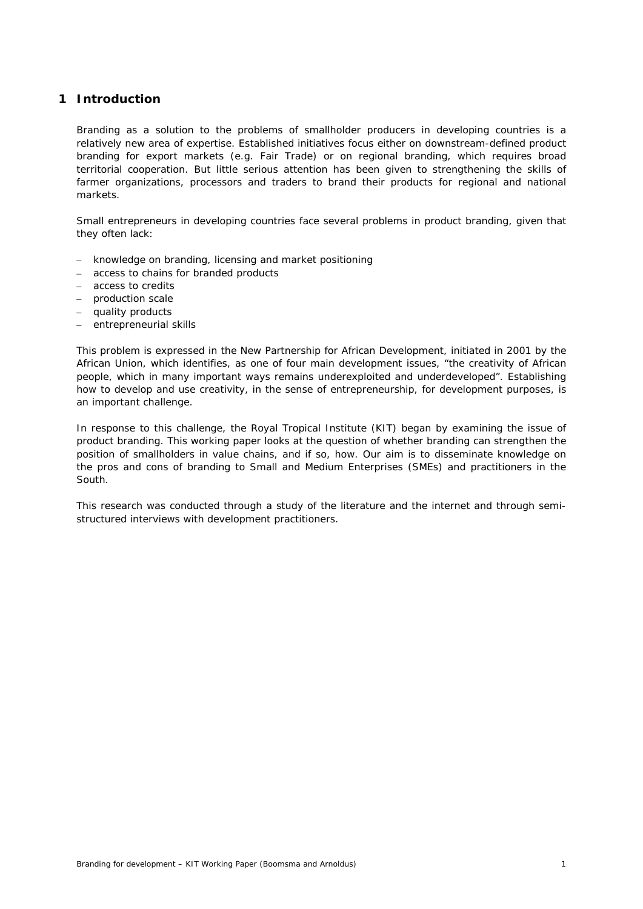# 1 Introduction

Branding as a solution to the problems of smallholder producers in developing countries is a relatively new area of expertise. Established initiatives focus either on downstream-defined product branding for export markets (e.g. Fair Trade) or on regional branding, which requires broad territorial cooperation. But little serious attention has been given to strengthening the skills of farmer organizations, processors and traders to brand their products for regional and national markets.

Small entrepreneurs in developing countries face several problems in product branding, given that they often lack:

- knowledge on branding, licensing and market positioning
- access to chains for branded products
- access to credits
- production scale
- quality products
- entrepreneurial skills

This problem is expressed in the New Partnership for African Development, initiated in 2001 by the African Union, which identifies, as one of four main development issues, "the creativity of African people, which in many important ways remains underexploited and underdeveloped". Establishing how to develop and use creativity, in the sense of entrepreneurship, for development purposes, is an important challenge.

In response to this challenge, the Royal Tropical Institute (KIT) began by examining the issue of product branding. This working paper looks at the question of whether branding can strengthen the position of smallholders in value chains, and if so, how. Our aim is to disseminate knowledge on the pros and cons of branding to Small and Medium Enterprises (SMEs) and practitioners in the South.

This research was conducted through a study of the literature and the internet and through semi-structured interviews with development practitioners.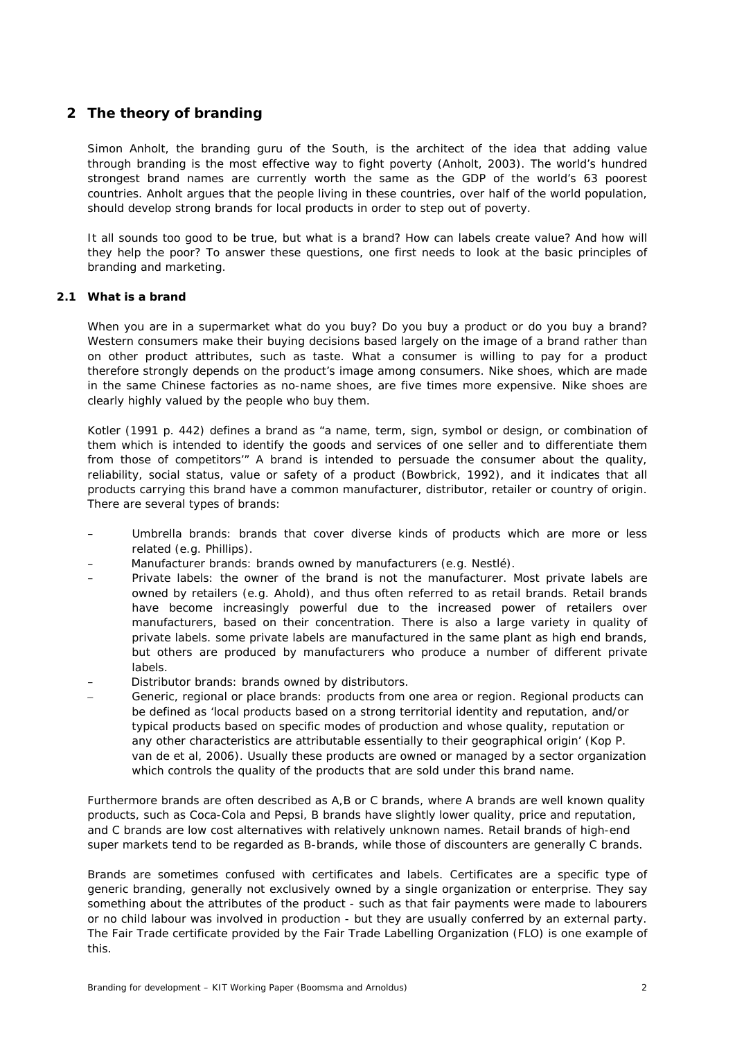## 2 The theory of branding

Simon Anholt, the branding guru of the South, is the architect of the idea that adding value through branding is the most effective way to fight poverty (Anholt, 2003). The world's hundred strongest brand names are currently worth the same as the GDP of the world's 63 poorest countries. Anholt argues that the people living in these countries, over half of the world population, should develop strong brands for local products in order to step out of poverty.

It all sounds too good to be true, but what is a brand? How can labels create value? And how will they help the poor? To answer these questions, one first needs to look at the basic principles of branding and marketing.

### 2.1 What is a brand

When you are in a supermarket what do you buy? Do you buy a product or do you buy a brand? Western consumers make their buying decisions based largely on the image of a brand rather than on other product attributes, such as taste. What a consumer is willing to pay for a product therefore strongly depends on the product's image among consumers. Nike shoes, which are made in the same Chinese factories as no-name shoes, are five times more expensive. Nike shoes are clearly highly valued by the people who buy them.

Kotler (1991 p. 442) defines a brand as "a name, term, sign, symbol or design, or combination of them which is intended to identify the goods and services of one seller and to differentiate them from those of competitors'" A brand is intended to persuade the consumer about the quality, reliability, social status, value or safety of a product (Bowbrick, 1992), and it indicates that all products carrying this brand have a common manufacturer, distributor, retailer or country of origin. There are several types of brands:

- Umbrella brands: brands that cover diverse kinds of products which are more or less related (e.g. Phillips).
- Manufacturer brands: brands owned by manufacturers (e.g. Nestlé).
- Private labels: the owner of the brand is not the manufacturer. Most private labels are owned by retailers (e.g. Ahold), and thus often referred to as retail brands. Retail brands have become increasingly powerful due to the increased power of retailers over manufacturers, based on their concentration. There is also a large variety in quality of private labels. some private labels are manufactured in the same plant as high end brands, but others are produced by manufacturers who produce a number of different private labels.
- Distributor brands: brands owned by distributors.
- Generic, regional or place brands: products from one area or region. Regional products can be defined as 'local products based on a strong territorial identity and reputation, and/or typical products based on specific modes of production and whose quality, reputation or any other characteristics are attributable essentially to their geographical origin' (Kop P. van de et al, 2006). Usually these products are owned or managed by a sector organization which controls the quality of the products that are sold under this brand name.

Furthermore brands are often described as A,B or C brands, where A brands are well known quality products, such as Coca-Cola and Pepsi, B brands have slightly lower quality, price and reputation, and C brands are low cost alternatives with relatively unknown names. Retail brands of high-end super markets tend to be regarded as B-brands, while those of discounters are generally C brands.

Brands are sometimes confused with certificates and labels. Certificates are a specific type of generic branding, generally not exclusively owned by a single organization or enterprise. They say something about the attributes of the product - such as that fair payments were made to labourers or no child labour was involved in production - but they are usually conferred by an external party. The Fair Trade certificate provided by the Fair Trade Labelling Organization (FLO) is one example of this.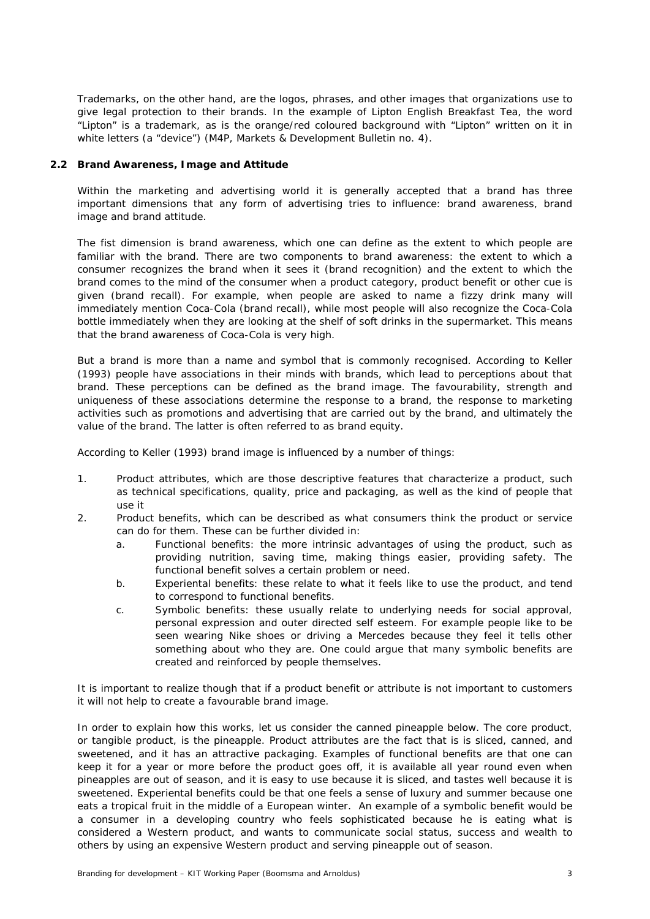Trademarks, on the other hand, are the logos, phrases, and other images that organizations use to give legal protection to their brands. In the example of Lipton English Breakfast Tea, the word "Lipton" is a trademark, as is the orange/red coloured background with "Lipton" written on it in white letters (a "device") (M4P, Markets & Development Bulletin no. 4).

## 2.2 Brand Awareness, Image and Attitude

Within the marketing and advertising world it is generally accepted that a brand has three important dimensions that any form of advertising tries to influence: brand awareness, brand image and brand attitude.

The fist dimension is brand awareness, which one can define as the extent to which people are familiar with the brand. There are two components to brand awareness: the extent to which a consumer recognizes the brand when it sees it (brand recognition) and the extent to which the brand comes to the mind of the consumer when a product category, product benefit or other cue is given (brand recall). For example, when people are asked to name a fizzy drink many will immediately mention Coca-Cola (brand recall), while most people will also recognize the Coca-Cola bottle immediately when they are looking at the shelf of soft drinks in the supermarket. This means that the brand awareness of Coca-Cola is very high.

But a brand is more than a name and symbol that is commonly recognised. According to Keller (1993) people have associations in their minds with brands, which lead to perceptions about that brand. These perceptions can be defined as the brand image. The favourability, strength and uniqueness of these associations determine the response to a brand, the response to marketing activities such as promotions and advertising that are carried out by the brand, and ultimately the value of the brand. The latter is often referred to as brand equity.

According to Keller (1993) brand image is influenced by a number of things:

1. Product attributes, which are those descriptive features that characterize a product, such as technical specifications, quality, price and packaging, as well as the kind of people that use it
2. Product benefits, which can be described as what consumers think the product or service can do for them. These can be further divided in:
   a. Functional benefits: the more intrinsic advantages of using the product, such as providing nutrition, saving time, making things easier, providing safety. The functional benefit solves a certain problem or need.
   b. Experiental benefits: these relate to what it feels like to use the product, and tend to correspond to functional benefits.
   c. Symbolic benefits: these usually relate to underlying needs for social approval, personal expression and outer directed self esteem. For example people like to be seen wearing Nike shoes or driving a Mercedes because they feel it tells other something about who they are. One could argue that many symbolic benefits are created and reinforced by people themselves.

It is important to realize though that if a product benefit or attribute is not important to customers it will not help to create a favourable brand image.

In order to explain how this works, let us consider the canned pineapple below. The core product, or tangible product, is the pineapple. Product attributes are the fact that is is sliced, canned, and sweetened, and it has an attractive packaging. Examples of functional benefits are that one can keep it for a year or more before the product goes off, it is available all year round even when pineapples are out of season, and it is easy to use because it is sliced, and tastes well because it is sweetened. Experiental benefits could be that one feels a sense of luxury and summer because one eats a tropical fruit in the middle of a European winter. An example of a symbolic benefit would be a consumer in a developing country who feels sophisticated because he is eating what is considered a Western product, and wants to communicate social status, success and wealth to others by using an expensive Western product and serving pineapple out of season.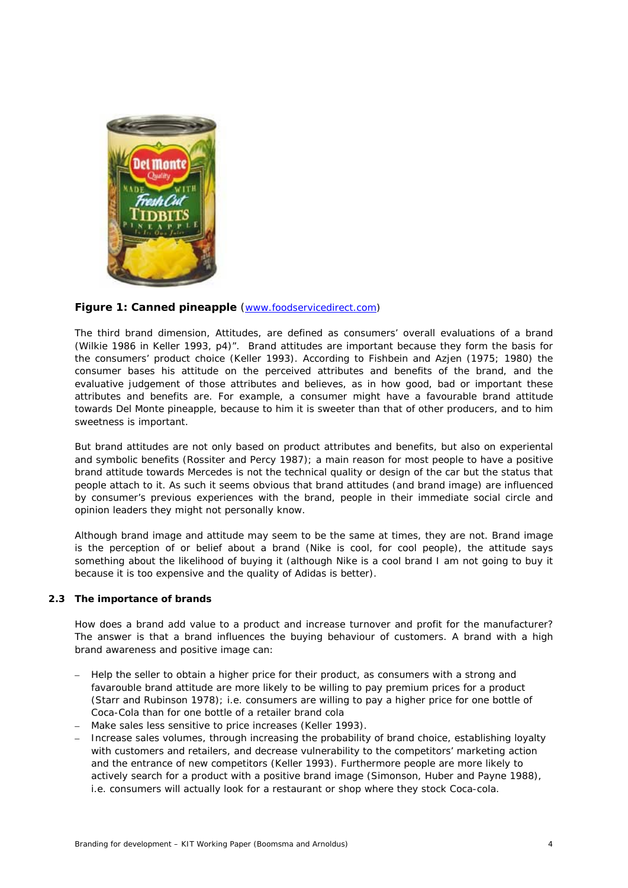**Figure 1: Canned pineapple** (www.foodservicedirect.com)

The third brand dimension, Attitudes, are defined as consumers' overall evaluations of a brand (Wilkie 1986 in Keller 1993, p4)". Brand attitudes are important because they form the basis for the consumers' product choice (Keller 1993). According to Fishbein and Azjen (1975; 1980) the consumer bases his attitude on the perceived attributes and benefits of the brand, and the evaluative judgement of those attributes and believes, as in how good, bad or important these attributes and benefits are. For example, a consumer might have a favourable brand attitude towards Del Monte pineapple, because to him it is sweeter than that of other producers, and to him sweetness is important.

But brand attitudes are not only based on product attributes and benefits, but also on experiental and symbolic benefits (Rossiter and Percy 1987); a main reason for most people to have a positive brand attitude towards Mercedes is not the technical quality or design of the car but the status that people attach to it. As such it seems obvious that brand attitudes (and brand image) are influenced by consumer's previous experiences with the brand, people in their immediate social circle and opinion leaders they might not personally know.

Although brand image and attitude may seem to be the same at times, they are not. Brand image is the perception of or belief about a brand (Nike is cool, for cool people), the attitude says something about the likelihood of buying it (although Nike is a cool brand I am not going to buy it because it is too expensive and the quality of Adidas is better).

### 2.3 The importance of brands

How does a brand add value to a product and increase turnover and profit for the manufacturer? The answer is that a brand influences the buying behaviour of customers. A brand with a high brand awareness and positive image can:

- Help the seller to obtain a higher price for their product, as consumers with a strong and favarouble brand attitude are more likely to be willing to pay premium prices for a product (Starr and Rubinson 1978); i.e. consumers are willing to pay a higher price for one bottle of Coca-Cola than for one bottle of a retailer brand cola
- Make sales less sensitive to price increases (Keller 1993).
- Increase sales volumes, through increasing the probability of brand choice, establishing loyalty with customers and retailers, and decrease vulnerability to the competitors' marketing action and the entrance of new competitors (Keller 1993). Furthermore people are more likely to actively search for a product with a positive brand image (Simonson, Huber and Payne 1988), i.e. consumers will actually look for a restaurant or shop where they stock Coca-cola.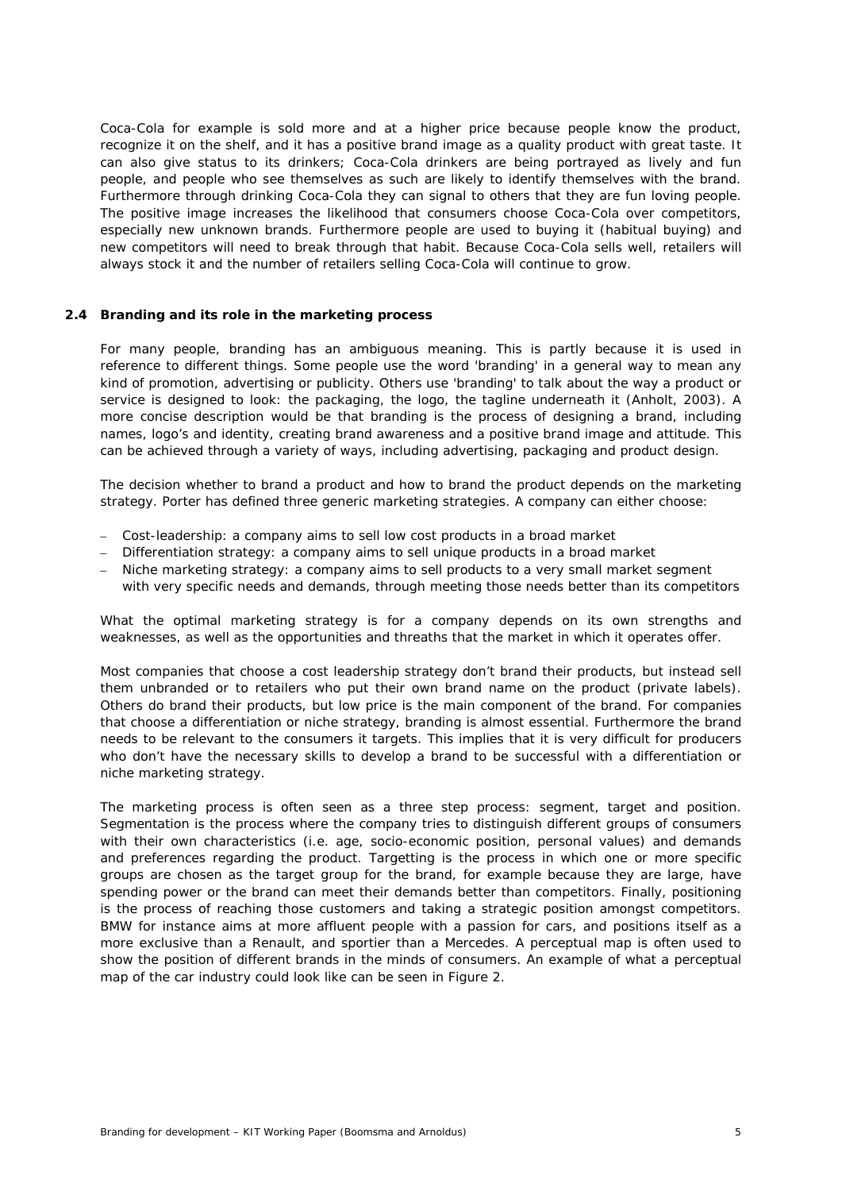Coca-Cola for example is sold more and at a higher price because people know the product, recognize it on the shelf, and it has a positive brand image as a quality product with great taste. It can also give status to its drinkers; Coca-Cola drinkers are being portrayed as lively and fun people, and people who see themselves as such are likely to identify themselves with the brand. Furthermore through drinking Coca-Cola they can signal to others that they are fun loving people. The positive image increases the likelihood that consumers choose Coca-Cola over competitors, especially new unknown brands. Furthermore people are used to buying it (habitual buying) and new competitors will need to break through that habit. Because Coca-Cola sells well, retailers will always stock it and the number of retailers selling Coca-Cola will continue to grow.

## 2.4 Branding and its role in the marketing process

For many people, branding has an ambiguous meaning. This is partly because it is used in reference to different things. Some people use the word 'branding' in a general way to mean any kind of promotion, advertising or publicity. Others use 'branding' to talk about the way a product or service is designed to look: the packaging, the logo, the tagline underneath it (Anholt, 2003). A more concise description would be that branding is the process of designing a brand, including names, logo's and identity, creating brand awareness and a positive brand image and attitude. This can be achieved through a variety of ways, including advertising, packaging and product design.

The decision whether to brand a product and how to brand the product depends on the marketing strategy. Porter has defined three generic marketing strategies. A company can either choose:

- Cost-leadership: a company aims to sell low cost products in a broad market
- Differentiation strategy: a company aims to sell unique products in a broad market
- Niche marketing strategy: a company aims to sell products to a very small market segment with very specific needs and demands, through meeting those needs better than its competitors

What the optimal marketing strategy is for a company depends on its own strengths and weaknesses, as well as the opportunities and threaths that the market in which it operates offer.

Most companies that choose a cost leadership strategy don't brand their products, but instead sell them unbranded or to retailers who put their own brand name on the product (private labels). Others do brand their products, but low price is the main component of the brand. For companies that choose a differentiation or niche strategy, branding is almost essential. Furthermore the brand needs to be relevant to the consumers it targets. This implies that it is very difficult for producers who don't have the necessary skills to develop a brand to be successful with a differentiation or niche marketing strategy.

The marketing process is often seen as a three step process: segment, target and position. Segmentation is the process where the company tries to distinguish different groups of consumers with their own characteristics (i.e. age, socio-economic position, personal values) and demands and preferences regarding the product. Targetting is the process in which one or more specific groups are chosen as the target group for the brand, for example because they are large, have spending power or the brand can meet their demands better than competitors. Finally, positioning is the process of reaching those customers and taking a strategic position amongst competitors. BMW for instance aims at more affluent people with a passion for cars, and positions itself as a more exclusive than a Renault, and sportier than a Mercedes. A perceptual map is often used to show the position of different brands in the minds of consumers. An example of what a perceptual map of the car industry could look like can be seen in Figure 2.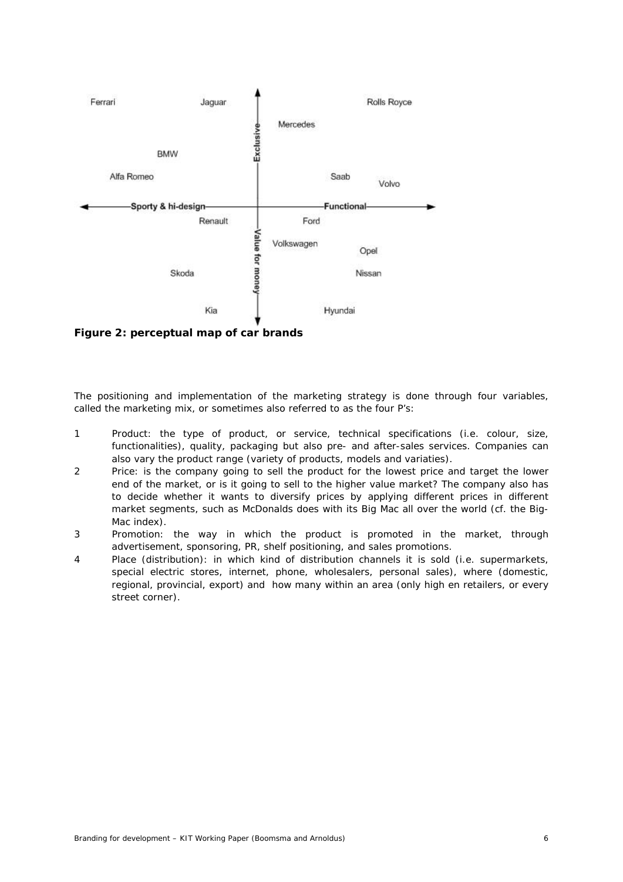**Figure 2: perceptual map of car brands**

The positioning and implementation of the marketing strategy is done through four variables, called the marketing mix, or sometimes also referred to as the four P's:

1. Product: the type of product, or service, technical specifications (i.e. colour, size, functionalities), quality, packaging but also pre- and after-sales services. Companies can also vary the product range (variety of products, models and variaties).
2. Price: is the company going to sell the product for the lowest price and target the lower end of the market, or is it going to sell to the higher value market? The company also has to decide whether it wants to diversify prices by applying different prices in different market segments, such as McDonalds does with its Big Mac all over the world (cf. the Big-Mac index).
3. Promotion: the way in which the product is promoted in the market, through advertisement, sponsoring, PR, shelf positioning, and sales promotions.
4. Place (distribution): in which kind of distribution channels it is sold (i.e. supermarkets, special electric stores, internet, phone, wholesalers, personal sales), where (domestic, regional, provincial, export) and how many within an area (only high en retailers, or every street corner).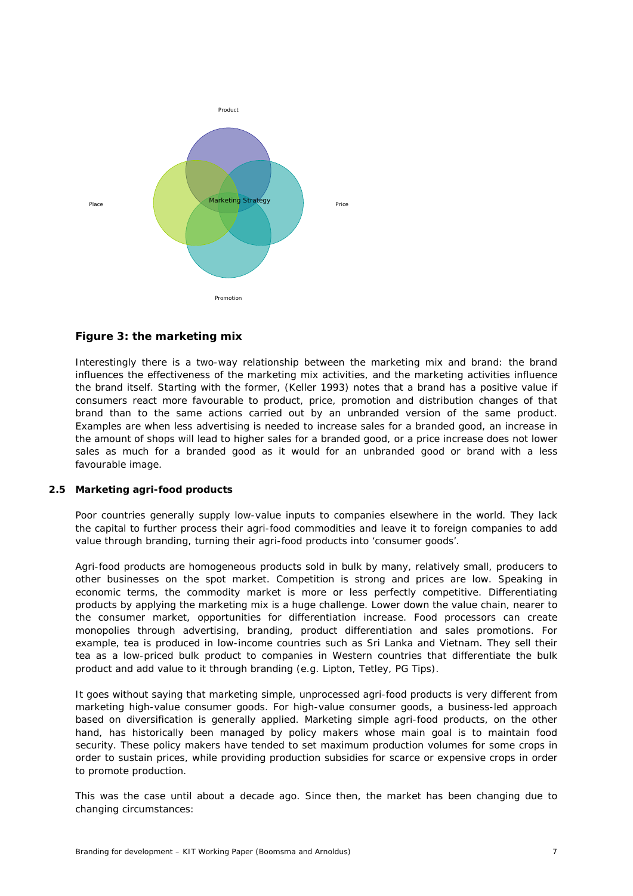Product

Place

Marketing Strategy

Price

Promotion

**Figure 3: the marketing mix**

Interestingly there is a two-way relationship between the marketing mix and brand: the brand influences the effectiveness of the marketing mix activities, and the marketing activities influence the brand itself. Starting with the former, (Keller 1993) notes that a brand has a positive value if consumers react more favourable to product, price, promotion and distribution changes of that brand than to the same actions carried out by an unbranded version of the same product. Examples are when less advertising is needed to increase sales for a branded good, an increase in the amount of shops will lead to higher sales for a branded good, or a price increase does not lower sales as much for a branded good as it would for an unbranded good or brand with a less favourable image.

### 2.5 Marketing agri-food products

Poor countries generally supply low-value inputs to companies elsewhere in the world. They lack the capital to further process their agri-food commodities and leave it to foreign companies to add value through branding, turning their agri-food products into 'consumer goods'.

Agri-food products are homogeneous products sold in bulk by many, relatively small, producers to other businesses on the spot market. Competition is strong and prices are low. Speaking in economic terms, the commodity market is more or less perfectly competitive. Differentiating products by applying the marketing mix is a huge challenge. Lower down the value chain, nearer to the consumer market, opportunities for differentiation increase. Food processors can create monopolies through advertising, branding, product differentiation and sales promotions. For example, tea is produced in low-income countries such as Sri Lanka and Vietnam. They sell their tea as a low-priced bulk product to companies in Western countries that differentiate the bulk product and add value to it through branding (e.g. Lipton, Tetley, PG Tips).

It goes without saying that marketing simple, unprocessed agri-food products is very different from marketing high-value consumer goods. For high-value consumer goods, a business-led approach based on diversification is generally applied. Marketing simple agri-food products, on the other hand, has historically been managed by policy makers whose main goal is to maintain food security. These policy makers have tended to set maximum production volumes for some crops in order to sustain prices, while providing production subsidies for scarce or expensive crops in order to promote production.

This was the case until about a decade ago. Since then, the market has been changing due to changing circumstances: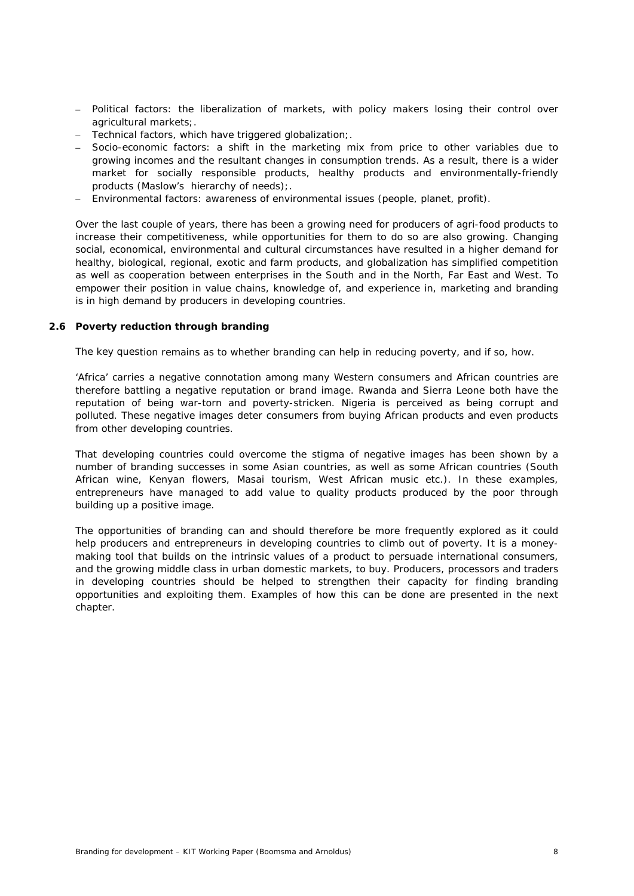- Political factors: the liberalization of markets, with policy makers losing their control over agricultural markets;.
- Technical factors, which have triggered globalization;.
- Socio-economic factors: a shift in the marketing mix from price to other variables due to growing incomes and the resultant changes in consumption trends. As a result, there is a wider market for socially responsible products, healthy products and environmentally-friendly products (Maslow's hierarchy of needs);.
- Environmental factors: awareness of environmental issues (people, planet, profit).

Over the last couple of years, there has been a growing need for producers of agri-food products to increase their competitiveness, while opportunities for them to do so are also growing. Changing social, economical, environmental and cultural circumstances have resulted in a higher demand for healthy, biological, regional, exotic and farm products, and globalization has simplified competition as well as cooperation between enterprises in the South and in the North, Far East and West. To empower their position in value chains, knowledge of, and experience in, marketing and branding is in high demand by producers in developing countries.

## 2.6 Poverty reduction through branding

The key question remains as to whether branding can help in reducing poverty, and if so, how.

'Africa' carries a negative connotation among many Western consumers and African countries are therefore battling a negative reputation or brand image. Rwanda and Sierra Leone both have the reputation of being war-torn and poverty-stricken. Nigeria is perceived as being corrupt and polluted. These negative images deter consumers from buying African products and even products from other developing countries.

That developing countries could overcome the stigma of negative images has been shown by a number of branding successes in some Asian countries, as well as some African countries (South African wine, Kenyan flowers, Masai tourism, West African music etc.). In these examples, entrepreneurs have managed to add value to quality products produced by the poor through building up a positive image.

The opportunities of branding can and should therefore be more frequently explored as it could help producers and entrepreneurs in developing countries to climb out of poverty. It is a money-making tool that builds on the intrinsic values of a product to persuade international consumers, and the growing middle class in urban domestic markets, to buy. Producers, processors and traders in developing countries should be helped to strengthen their capacity for finding branding opportunities and exploiting them. Examples of how this can be done are presented in the next chapter.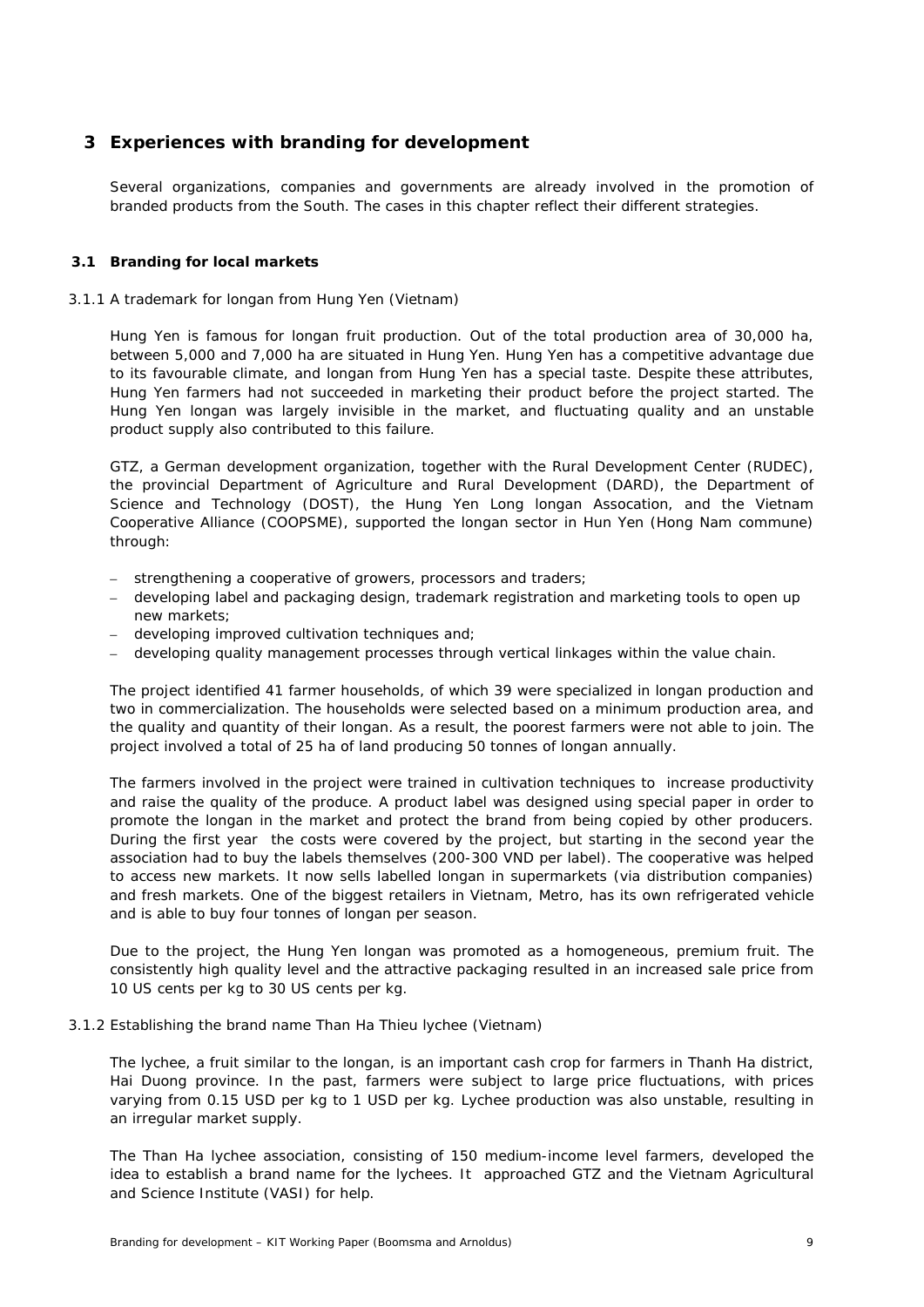# 3 Experiences with branding for development

Several organizations, companies and governments are already involved in the promotion of branded products from the South. The cases in this chapter reflect their different strategies.

## 3.1 Branding for local markets

### 3.1.1 A trademark for longan from Hung Yen (Vietnam)

Hung Yen is famous for longan fruit production. Out of the total production area of 30,000 ha, between 5,000 and 7,000 ha are situated in Hung Yen. Hung Yen has a competitive advantage due to its favourable climate, and longan from Hung Yen has a special taste. Despite these attributes, Hung Yen farmers had not succeeded in marketing their product before the project started. The Hung Yen longan was largely invisible in the market, and fluctuating quality and an unstable product supply also contributed to this failure.

GTZ, a German development organization, together with the Rural Development Center (RUDEC), the provincial Department of Agriculture and Rural Development (DARD), the Department of Science and Technology (DOST), the Hung Yen Long longan Assocation, and the Vietnam Cooperative Alliance (COOPSME), supported the longan sector in Hun Yen (Hong Nam commune) through:

- strengthening a cooperative of growers, processors and traders;
- developing label and packaging design, trademark registration and marketing tools to open up new markets;
- developing improved cultivation techniques and;
- developing quality management processes through vertical linkages within the value chain.

The project identified 41 farmer households, of which 39 were specialized in longan production and two in commercialization. The households were selected based on a minimum production area, and the quality and quantity of their longan. As a result, the poorest farmers were not able to join. The project involved a total of 25 ha of land producing 50 tonnes of longan annually.

The farmers involved in the project were trained in cultivation techniques to increase productivity and raise the quality of the produce. A product label was designed using special paper in order to promote the longan in the market and protect the brand from being copied by other producers. During the first year the costs were covered by the project, but starting in the second year the association had to buy the labels themselves (200-300 VND per label). The cooperative was helped to access new markets. It now sells labelled longan in supermarkets (via distribution companies) and fresh markets. One of the biggest retailers in Vietnam, Metro, has its own refrigerated vehicle and is able to buy four tonnes of longan per season.

Due to the project, the Hung Yen longan was promoted as a homogeneous, premium fruit. The consistently high quality level and the attractive packaging resulted in an increased sale price from 10 US cents per kg to 30 US cents per kg.

### 3.1.2 Establishing the brand name Than Ha Thieu lychee (Vietnam)

The lychee, a fruit similar to the longan, is an important cash crop for farmers in Thanh Ha district, Hai Duong province. In the past, farmers were subject to large price fluctuations, with prices varying from 0.15 USD per kg to 1 USD per kg. Lychee production was also unstable, resulting in an irregular market supply.

The Than Ha lychee association, consisting of 150 medium-income level farmers, developed the idea to establish a brand name for the lychees. It approached GTZ and the Vietnam Agricultural and Science Institute (VASI) for help.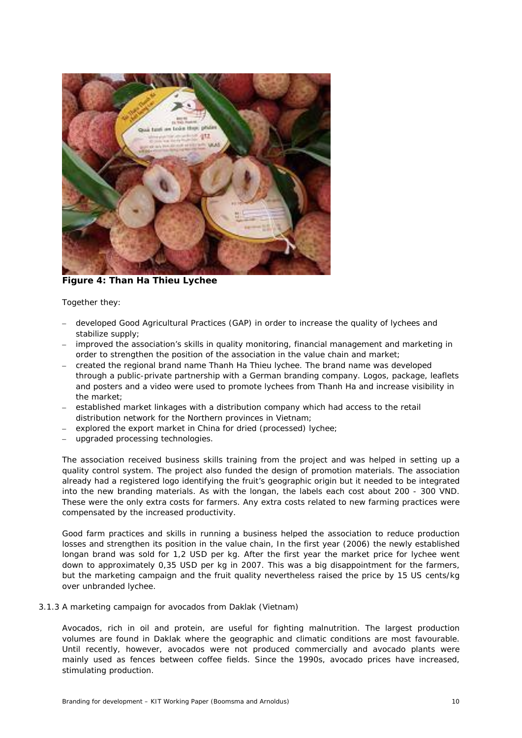**Figure 4: Than Ha Thieu Lychee**

Together they:

- developed Good Agricultural Practices (GAP) in order to increase the quality of lychees and stabilize supply;
- improved the association's skills in quality monitoring, financial management and marketing in order to strengthen the position of the association in the value chain and market;
- created the regional brand name Thanh Ha Thieu lychee. The brand name was developed through a public-private partnership with a German branding company. Logos, package, leaflets and posters and a video were used to promote lychees from Thanh Ha and increase visibility in the market;
- established market linkages with a distribution company which had access to the retail distribution network for the Northern provinces in Vietnam;
- explored the export market in China for dried (processed) lychee;
- upgraded processing technologies.

The association received business skills training from the project and was helped in setting up a quality control system. The project also funded the design of promotion materials. The association already had a registered logo identifying the fruit's geographic origin but it needed to be integrated into the new branding materials. As with the longan, the labels each cost about 200 - 300 VND. These were the only extra costs for farmers. Any extra costs related to new farming practices were compensated by the increased productivity.

Good farm practices and skills in running a business helped the association to reduce production losses and strengthen its position in the value chain, In the first year (2006) the newly established longan brand was sold for 1,2 USD per kg. After the first year the market price for lychee went down to approximately 0,35 USD per kg in 2007. This was a big disappointment for the farmers, but the marketing campaign and the fruit quality nevertheless raised the price by 15 US cents/kg over unbranded lychee.

### 3.1.3 A marketing campaign for avocados from Daklak (Vietnam)

Avocados, rich in oil and protein, are useful for fighting malnutrition. The largest production volumes are found in Daklak where the geographic and climatic conditions are most favourable. Until recently, however, avocados were not produced commercially and avocado plants were mainly used as fences between coffee fields. Since the 1990s, avocado prices have increased, stimulating production.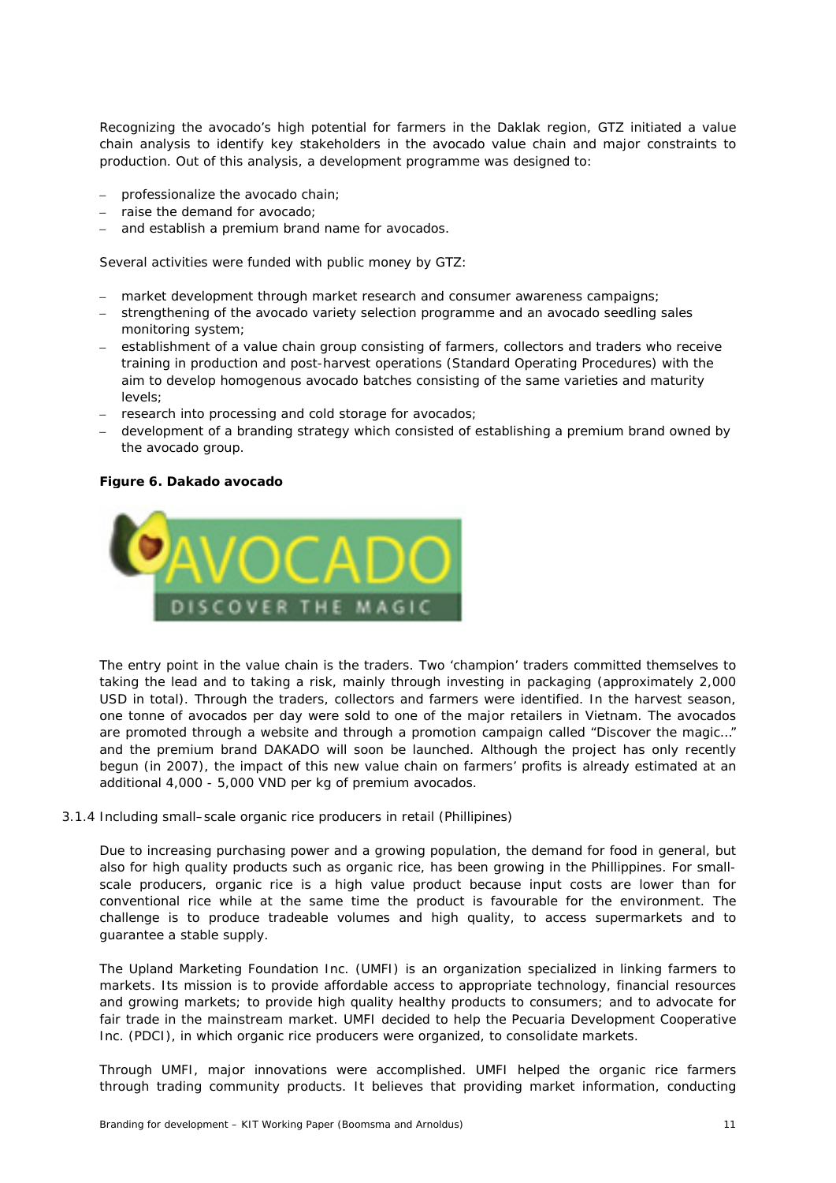Recognizing the avocado's high potential for farmers in the Daklak region, GTZ initiated a value chain analysis to identify key stakeholders in the avocado value chain and major constraints to production. Out of this analysis, a development programme was designed to:

- professionalize the avocado chain;
- raise the demand for avocado;
- and establish a premium brand name for avocados.

Several activities were funded with public money by GTZ:

- market development through market research and consumer awareness campaigns;
- strengthening of the avocado variety selection programme and an avocado seedling sales monitoring system;
- establishment of a value chain group consisting of farmers, collectors and traders who receive training in production and post-harvest operations (Standard Operating Procedures) with the aim to develop homogenous avocado batches consisting of the same varieties and maturity levels;
- research into processing and cold storage for avocados;
- development of a branding strategy which consisted of establishing a premium brand owned by the avocado group.

**Figure 6. Dakado avocado**

The entry point in the value chain is the traders. Two 'champion' traders committed themselves to taking the lead and to taking a risk, mainly through investing in packaging (approximately 2,000 USD in total). Through the traders, collectors and farmers were identified. In the harvest season, one tonne of avocados per day were sold to one of the major retailers in Vietnam. The avocados are promoted through a website and through a promotion campaign called "Discover the magic..." and the premium brand DAKADO will soon be launched. Although the project has only recently begun (in 2007), the impact of this new value chain on farmers' profits is already estimated at an additional 4,000 - 5,000 VND per kg of premium avocados.

### 3.1.4 Including small–scale organic rice producers in retail (Phillipines)

Due to increasing purchasing power and a growing population, the demand for food in general, but also for high quality products such as organic rice, has been growing in the Phillippines. For small-scale producers, organic rice is a high value product because input costs are lower than for conventional rice while at the same time the product is favourable for the environment. The challenge is to produce tradeable volumes and high quality, to access supermarkets and to guarantee a stable supply.

The Upland Marketing Foundation Inc. (UMFI) is an organization specialized in linking farmers to markets. Its mission is to provide affordable access to appropriate technology, financial resources and growing markets; to provide high quality healthy products to consumers; and to advocate for fair trade in the mainstream market. UMFI decided to help the Pecuaria Development Cooperative Inc. (PDCI), in which organic rice producers were organized, to consolidate markets.

Through UMFI, major innovations were accomplished. UMFI helped the organic rice farmers through trading community products. It believes that providing market information, conducting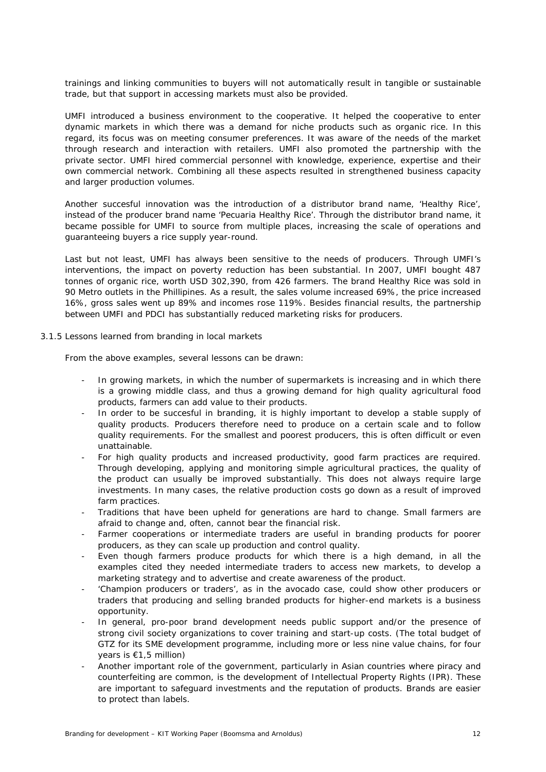trainings and linking communities to buyers will not automatically result in tangible or sustainable trade, but that support in accessing markets must also be provided.

UMFI introduced a business environment to the cooperative. It helped the cooperative to enter dynamic markets in which there was a demand for niche products such as organic rice. In this regard, its focus was on meeting consumer preferences. It was aware of the needs of the market through research and interaction with retailers. UMFI also promoted the partnership with the private sector. UMFI hired commercial personnel with knowledge, experience, expertise and their own commercial network. Combining all these aspects resulted in strengthened business capacity and larger production volumes.

Another succesful innovation was the introduction of a distributor brand name, 'Healthy Rice', instead of the producer brand name 'Pecuaria Healthy Rice'. Through the distributor brand name, it became possible for UMFI to source from multiple places, increasing the scale of operations and guaranteeing buyers a rice supply year-round.

Last but not least, UMFI has always been sensitive to the needs of producers. Through UMFI's interventions, the impact on poverty reduction has been substantial. In 2007, UMFI bought 487 tonnes of organic rice, worth USD 302,390, from 426 farmers. The brand Healthy Rice was sold in 90 Metro outlets in the Phillipines. As a result, the sales volume increased 69%, the price increased 16%, gross sales went up 89% and incomes rose 119%. Besides financial results, the partnership between UMFI and PDCI has substantially reduced marketing risks for producers.

### 3.1.5 Lessons learned from branding in local markets

From the above examples, several lessons can be drawn:

- In growing markets, in which the number of supermarkets is increasing and in which there is a growing middle class, and thus a growing demand for high quality agricultural food products, farmers can add value to their products.
- In order to be succesful in branding, it is highly important to develop a stable supply of quality products. Producers therefore need to produce on a certain scale and to follow quality requirements. For the smallest and poorest producers, this is often difficult or even unattainable.
- For high quality products and increased productivity, good farm practices are required. Through developing, applying and monitoring simple agricultural practices, the quality of the product can usually be improved substantially. This does not always require large investments. In many cases, the relative production costs go down as a result of improved farm practices.
- Traditions that have been upheld for generations are hard to change. Small farmers are afraid to change and, often, cannot bear the financial risk.
- Farmer cooperations or intermediate traders are useful in branding products for poorer producers, as they can scale up production and control quality.
- Even though farmers produce products for which there is a high demand, in all the examples cited they needed intermediate traders to access new markets, to develop a marketing strategy and to advertise and create awareness of the product.
- 'Champion producers or traders', as in the avocado case, could show other producers or traders that producing and selling branded products for higher-end markets is a business opportunity.
- In general, pro-poor brand development needs public support and/or the presence of strong civil society organizations to cover training and start-up costs. (The total budget of GTZ for its SME development programme, including more or less nine value chains, for four years is €1,5 million)
- Another important role of the government, particularly in Asian countries where piracy and counterfeiting are common, is the development of Intellectual Property Rights (IPR). These are important to safeguard investments and the reputation of products. Brands are easier to protect than labels.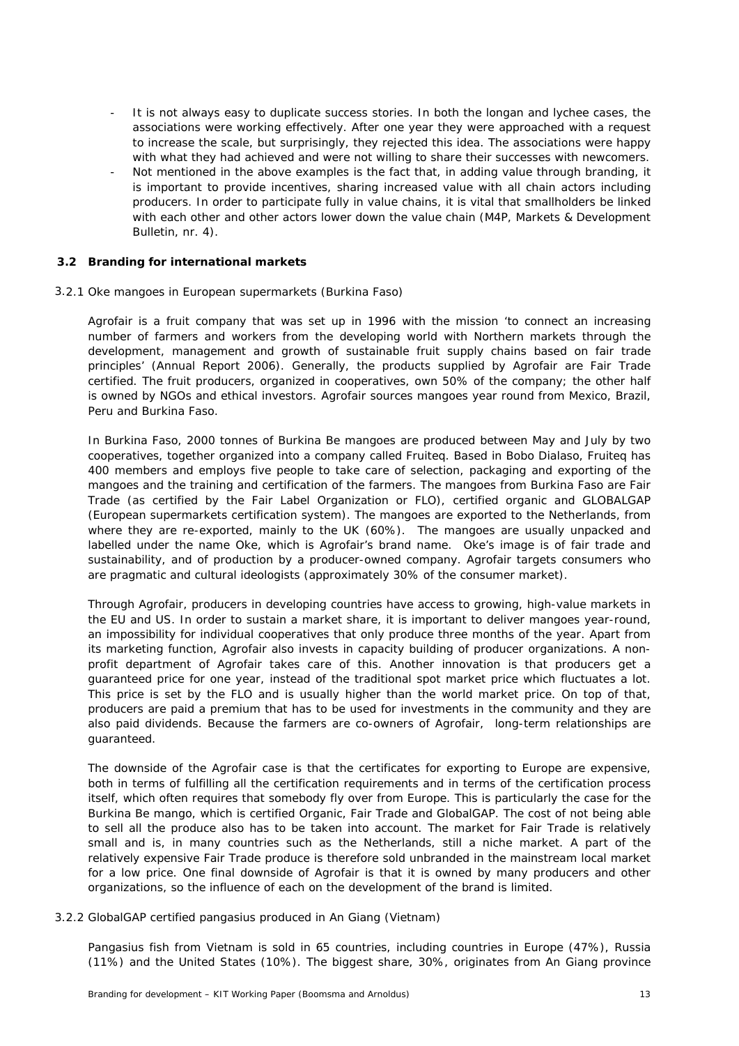- It is not always easy to duplicate success stories. In both the longan and lychee cases, the associations were working effectively. After one year they were approached with a request to increase the scale, but surprisingly, they rejected this idea. The associations were happy with what they had achieved and were not willing to share their successes with newcomers.
- Not mentioned in the above examples is the fact that, in adding value through branding, it is important to provide incentives, sharing increased value with all chain actors including producers. In order to participate fully in value chains, it is vital that smallholders be linked with each other and other actors lower down the value chain (M4P, Markets & Development Bulletin, nr. 4).

## 3.2 Branding for international markets

### 3.2.1 Oke mangoes in European supermarkets (Burkina Faso)

Agrofair is a fruit company that was set up in 1996 with the mission 'to connect an increasing number of farmers and workers from the developing world with Northern markets through the development, management and growth of sustainable fruit supply chains based on fair trade principles' (Annual Report 2006). Generally, the products supplied by Agrofair are Fair Trade certified. The fruit producers, organized in cooperatives, own 50% of the company; the other half is owned by NGOs and ethical investors. Agrofair sources mangoes year round from Mexico, Brazil, Peru and Burkina Faso.

In Burkina Faso, 2000 tonnes of Burkina Be mangoes are produced between May and July by two cooperatives, together organized into a company called Fruiteq. Based in Bobo Dialaso, Fruiteq has 400 members and employs five people to take care of selection, packaging and exporting of the mangoes and the training and certification of the farmers. The mangoes from Burkina Faso are Fair Trade (as certified by the Fair Label Organization or FLO), certified organic and GLOBALGAP (European supermarkets certification system). The mangoes are exported to the Netherlands, from where they are re-exported, mainly to the UK (60%). The mangoes are usually unpacked and labelled under the name Oke, which is Agrofair's brand name. Oke's image is of fair trade and sustainability, and of production by a producer-owned company. Agrofair targets consumers who are pragmatic and cultural ideologists (approximately 30% of the consumer market).

Through Agrofair, producers in developing countries have access to growing, high-value markets in the EU and US. In order to sustain a market share, it is important to deliver mangoes year-round, an impossibility for individual cooperatives that only produce three months of the year. Apart from its marketing function, Agrofair also invests in capacity building of producer organizations. A non-profit department of Agrofair takes care of this. Another innovation is that producers get a guaranteed price for one year, instead of the traditional spot market price which fluctuates a lot. This price is set by the FLO and is usually higher than the world market price. On top of that, producers are paid a premium that has to be used for investments in the community and they are also paid dividends. Because the farmers are co-owners of Agrofair, long-term relationships are guaranteed.

The downside of the Agrofair case is that the certificates for exporting to Europe are expensive, both in terms of fulfilling all the certification requirements and in terms of the certification process itself, which often requires that somebody fly over from Europe. This is particularly the case for the Burkina Be mango, which is certified Organic, Fair Trade and GlobalGAP. The cost of not being able to sell all the produce also has to be taken into account. The market for Fair Trade is relatively small and is, in many countries such as the Netherlands, still a niche market. A part of the relatively expensive Fair Trade produce is therefore sold unbranded in the mainstream local market for a low price. One final downside of Agrofair is that it is owned by many producers and other organizations, so the influence of each on the development of the brand is limited.

### 3.2.2 GlobalGAP certified pangasius produced in An Giang (Vietnam)

Pangasius fish from Vietnam is sold in 65 countries, including countries in Europe (47%), Russia (11%) and the United States (10%). The biggest share, 30%, originates from An Giang province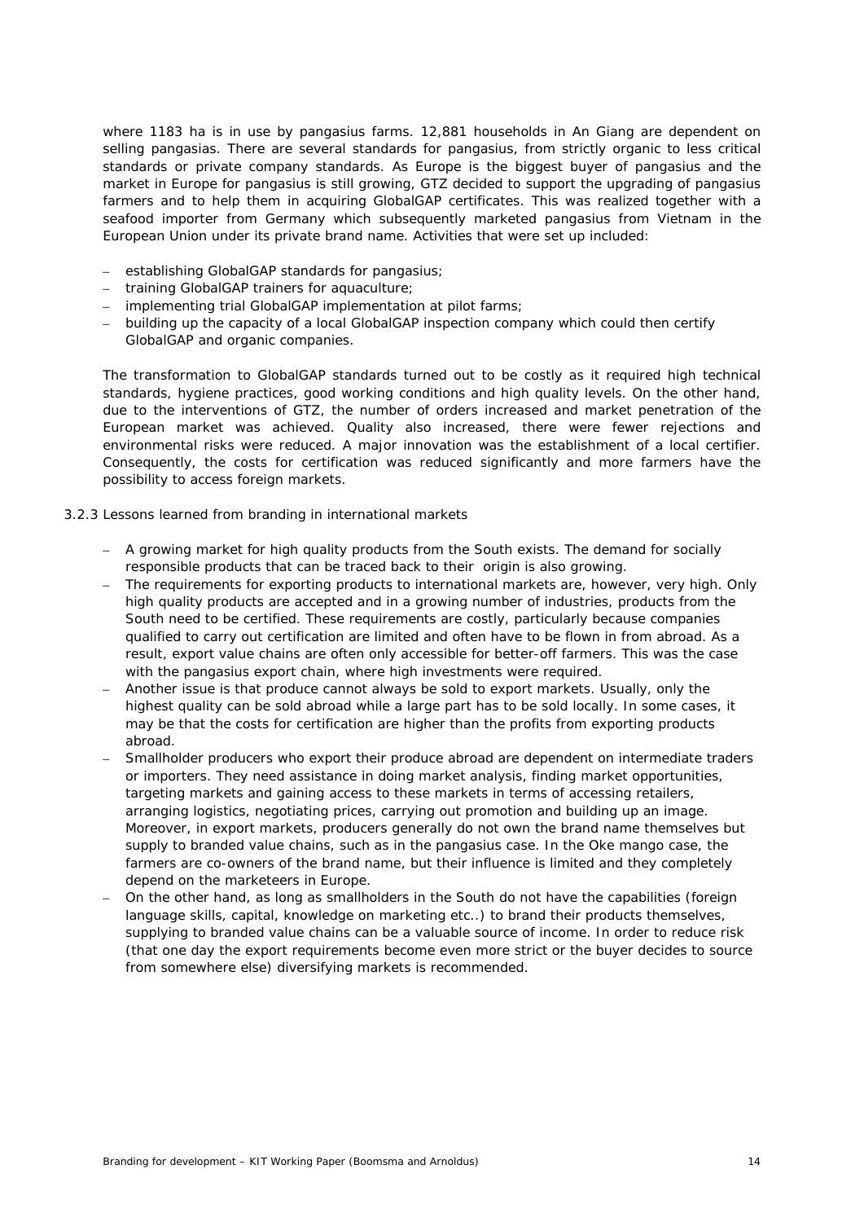where 1183 ha is in use by pangasius farms. 12,881 households in An Giang are dependent on selling pangasias. There are several standards for pangasius, from strictly organic to less critical standards or private company standards. As Europe is the biggest buyer of pangasius and the market in Europe for pangasius is still growing, GTZ decided to support the upgrading of pangasius farmers and to help them in acquiring GlobalGAP certificates. This was realized together with a seafood importer from Germany which subsequently marketed pangasius from Vietnam in the European Union under its private brand name. Activities that were set up included:

- establishing GlobalGAP standards for pangasius;
- training GlobalGAP trainers for aquaculture;
- implementing trial GlobalGAP implementation at pilot farms;
- building up the capacity of a local GlobalGAP inspection company which could then certify GlobalGAP and organic companies.

The transformation to GlobalGAP standards turned out to be costly as it required high technical standards, hygiene practices, good working conditions and high quality levels. On the other hand, due to the interventions of GTZ, the number of orders increased and market penetration of the European market was achieved. Quality also increased, there were fewer rejections and environmental risks were reduced. A major innovation was the establishment of a local certifier. Consequently, the costs for certification was reduced significantly and more farmers have the possibility to access foreign markets.

### 3.2.3 Lessons learned from branding in international markets

- A growing market for high quality products from the South exists. The demand for socially responsible products that can be traced back to their origin is also growing.
- The requirements for exporting products to international markets are, however, very high. Only high quality products are accepted and in a growing number of industries, products from the South need to be certified. These requirements are costly, particularly because companies qualified to carry out certification are limited and often have to be flown in from abroad. As a result, export value chains are often only accessible for better-off farmers. This was the case with the pangasius export chain, where high investments were required.
- Another issue is that produce cannot always be sold to export markets. Usually, only the highest quality can be sold abroad while a large part has to be sold locally. In some cases, it may be that the costs for certification are higher than the profits from exporting products abroad.
- Smallholder producers who export their produce abroad are dependent on intermediate traders or importers. They need assistance in doing market analysis, finding market opportunities, targeting markets and gaining access to these markets in terms of accessing retailers, arranging logistics, negotiating prices, carrying out promotion and building up an image. Moreover, in export markets, producers generally do not own the brand name themselves but supply to branded value chains, such as in the pangasius case. In the Oke mango case, the farmers are co-owners of the brand name, but their influence is limited and they completely depend on the marketeers in Europe.
- On the other hand, as long as smallholders in the South do not have the capabilities (foreign language skills, capital, knowledge on marketing etc..) to brand their products themselves, supplying to branded value chains can be a valuable source of income. In order to reduce risk (that one day the export requirements become even more strict or the buyer decides to source from somewhere else) diversifying markets is recommended.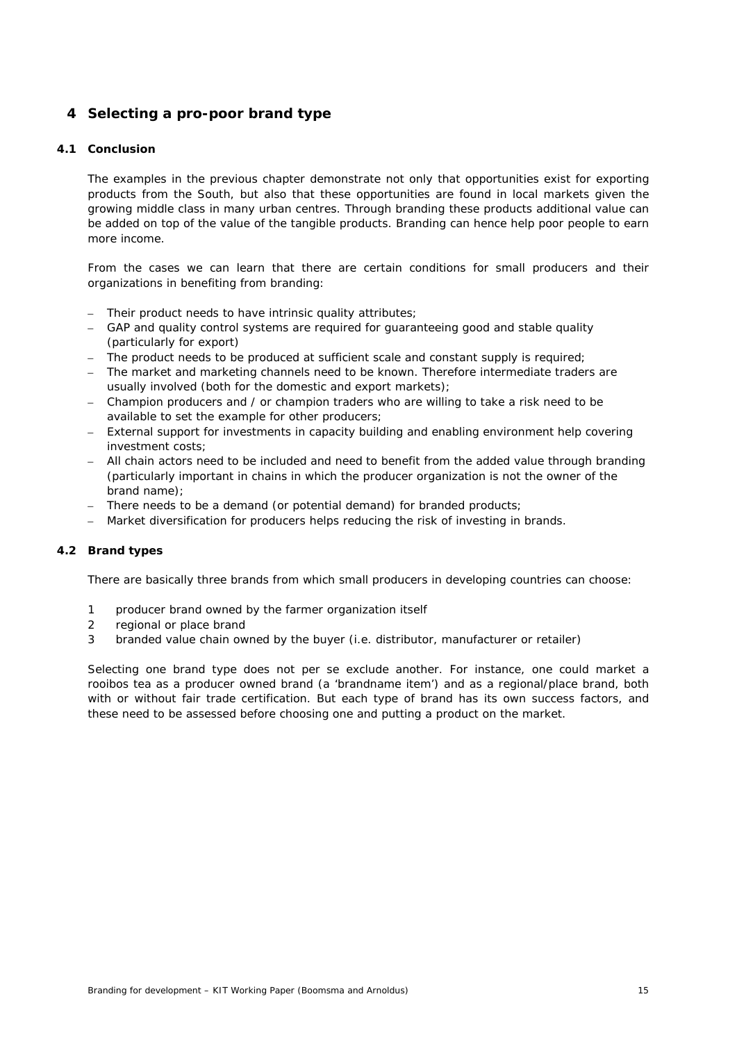# 4 Selecting a pro-poor brand type

## 4.1 Conclusion

The examples in the previous chapter demonstrate not only that opportunities exist for exporting products from the South, but also that these opportunities are found in local markets given the growing middle class in many urban centres. Through branding these products additional value can be added on top of the value of the tangible products. Branding can hence help poor people to earn more income.

From the cases we can learn that there are certain conditions for small producers and their organizations in benefiting from branding:

- Their product needs to have intrinsic quality attributes;
- GAP and quality control systems are required for guaranteeing good and stable quality (particularly for export)
- The product needs to be produced at sufficient scale and constant supply is required;
- The market and marketing channels need to be known. Therefore intermediate traders are usually involved (both for the domestic and export markets);
- Champion producers and / or champion traders who are willing to take a risk need to be available to set the example for other producers;
- External support for investments in capacity building and enabling environment help covering investment costs;
- All chain actors need to be included and need to benefit from the added value through branding (particularly important in chains in which the producer organization is not the owner of the brand name);
- There needs to be a demand (or potential demand) for branded products;
- Market diversification for producers helps reducing the risk of investing in brands.

## 4.2 Brand types

There are basically three brands from which small producers in developing countries can choose:

1. producer brand owned by the farmer organization itself
2. regional or place brand
3. branded value chain owned by the buyer (i.e. distributor, manufacturer or retailer)

Selecting one brand type does not per se exclude another. For instance, one could market a rooibos tea as a producer owned brand (a 'brandname item') and as a regional/place brand, both with or without fair trade certification. But each type of brand has its own success factors, and these need to be assessed before choosing one and putting a product on the market.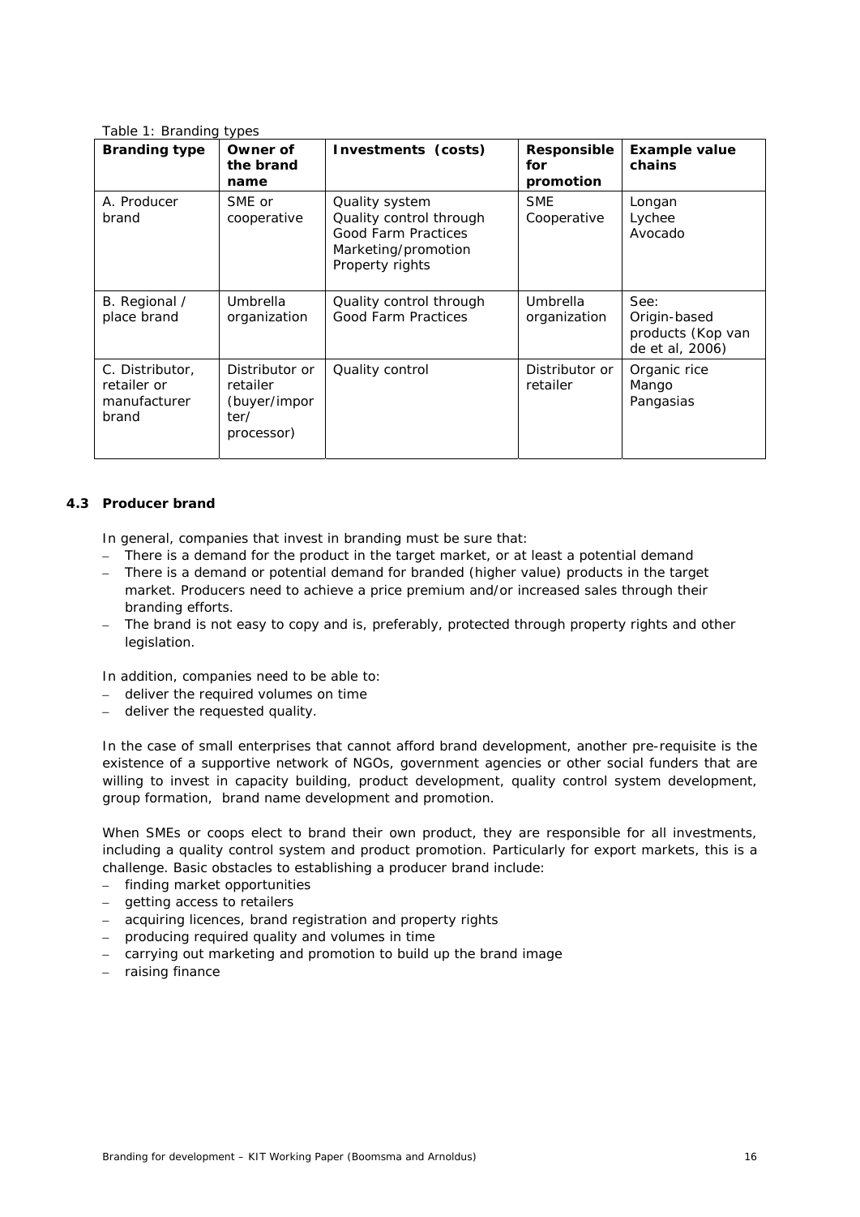Table 1: Branding types

| Branding type | Owner of the brand name | Investments (costs) | Responsible for promotion | Example value chains |
|---|---|---|---|---|
| A. Producer brand | SME or cooperative | Quality system<br>Quality control through Good Farm Practices<br>Marketing/promotion<br>Property rights | SME<br>Cooperative | Longan<br>Lychee<br>Avocado |
| B. Regional / place brand | Umbrella organization | Quality control through Good Farm Practices | Umbrella organization | See:<br>Origin-based products (Kop van de et al, 2006) |
| C. Distributor, retailer or manufacturer brand | Distributor or retailer (buyer/importer/ processor) | Quality control | Distributor or retailer | Organic rice<br>Mango<br>Pangasias |

### 4.3 Producer brand

In general, companies that invest in branding must be sure that:

- There is a demand for the product in the target market, or at least a potential demand
- There is a demand or potential demand for branded (higher value) products in the target market. Producers need to achieve a price premium and/or increased sales through their branding efforts.
- The brand is not easy to copy and is, preferably, protected through property rights and other legislation.

In addition, companies need to be able to:

- deliver the required volumes on time
- deliver the requested quality.

In the case of small enterprises that cannot afford brand development, another pre-requisite is the existence of a supportive network of NGOs, government agencies or other social funders that are willing to invest in capacity building, product development, quality control system development, group formation, brand name development and promotion.

When SMEs or coops elect to brand their own product, they are responsible for all investments, including a quality control system and product promotion. Particularly for export markets, this is a challenge. Basic obstacles to establishing a producer brand include:

- finding market opportunities
- getting access to retailers
- acquiring licences, brand registration and property rights
- producing required quality and volumes in time
- carrying out marketing and promotion to build up the brand image
- raising finance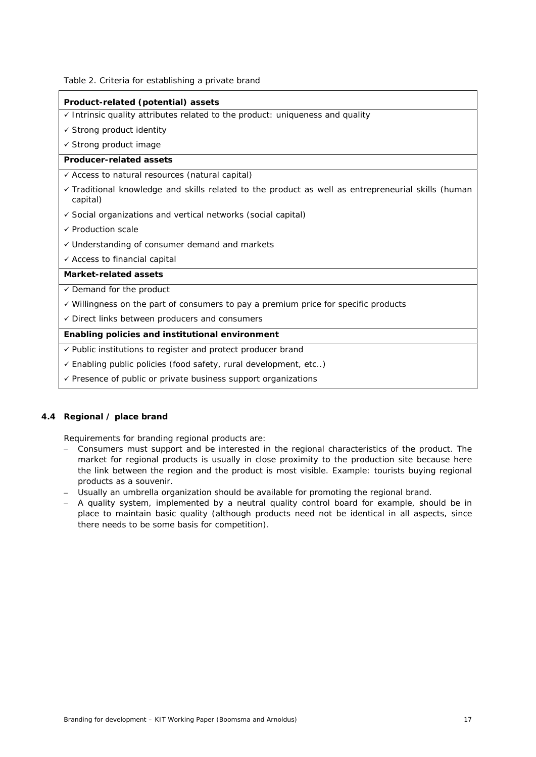Table 2. Criteria for establishing a private brand

| **Product-related (potential) assets** |
|---|
| ✓ Intrinsic quality attributes related to the product: uniqueness and quality |
| ✓ Strong product identity |
| ✓ Strong product image |
| **Producer-related assets** |
| ✓ Access to natural resources (natural capital) |
| ✓ Traditional knowledge and skills related to the product as well as entrepreneurial skills (human capital) |
| ✓ Social organizations and vertical networks (social capital) |
| ✓ Production scale |
| ✓ Understanding of consumer demand and markets |
| ✓ Access to financial capital |
| **Market-related assets** |
| ✓ Demand for the product |
| ✓ Willingness on the part of consumers to pay a premium price for specific products |
| ✓ Direct links between producers and consumers |
| **Enabling policies and institutional environment** |
| ✓ Public institutions to register and protect producer brand |
| ✓ Enabling public policies (food safety, rural development, etc..) |
| ✓ Presence of public or private business support organizations |

### 4.4 Regional / place brand

Requirements for branding regional products are:

- Consumers must support and be interested in the regional characteristics of the product. The market for regional products is usually in close proximity to the production site because here the link between the region and the product is most visible. Example: tourists buying regional products as a souvenir.
- Usually an umbrella organization should be available for promoting the regional brand.
- A quality system, implemented by a neutral quality control board for example, should be in place to maintain basic quality (although products need not be identical in all aspects, since there needs to be some basis for competition).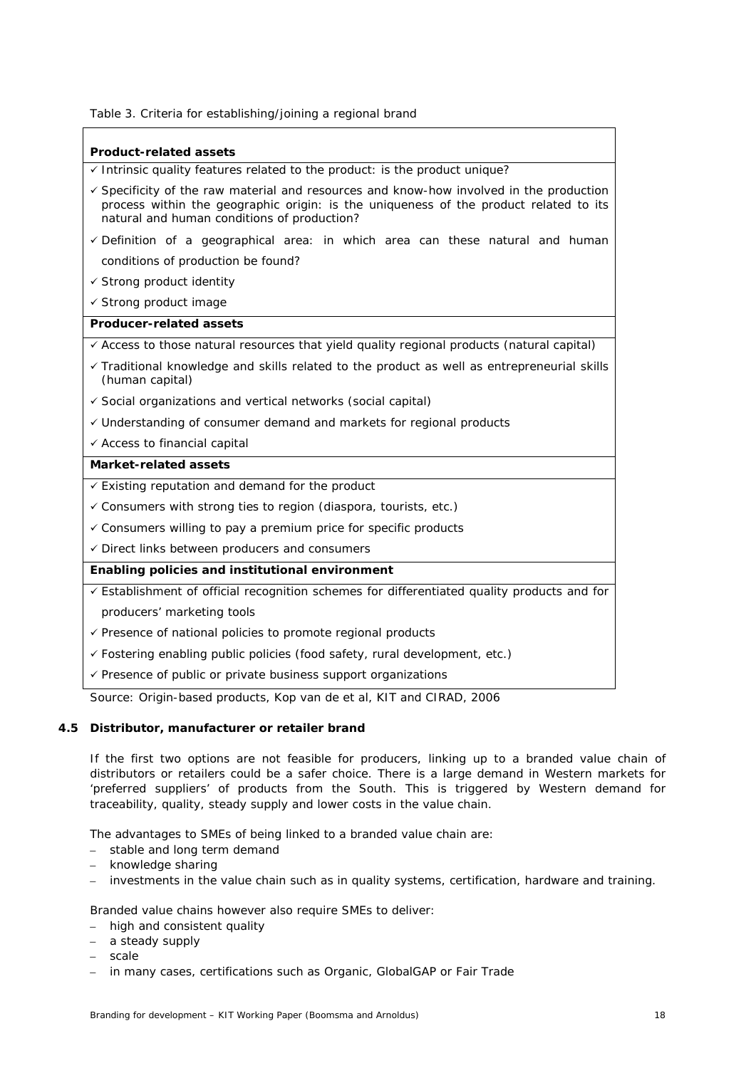Table 3. Criteria for establishing/joining a regional brand

| **Product-related assets** |
|---|
| ✓ Intrinsic quality features related to the product: is the product unique? |
| ✓ Specificity of the raw material and resources and know-how involved in the production process within the geographic origin: is the uniqueness of the product related to its natural and human conditions of production? |
| ✓ Definition of a geographical area: in which area can these natural and human conditions of production be found? |
| ✓ Strong product identity |
| ✓ Strong product image |
| **Producer-related assets** |
| ✓ Access to those natural resources that yield quality regional products (natural capital) |
| ✓ Traditional knowledge and skills related to the product as well as entrepreneurial skills (human capital) |
| ✓ Social organizations and vertical networks (social capital) |
| ✓ Understanding of consumer demand and markets for regional products |
| ✓ Access to financial capital |
| **Market-related assets** |
| ✓ Existing reputation and demand for the product |
| ✓ Consumers with strong ties to region (diaspora, tourists, etc.) |
| ✓ Consumers willing to pay a premium price for specific products |
| ✓ Direct links between producers and consumers |
| **Enabling policies and institutional environment** |
| ✓ Establishment of official recognition schemes for differentiated quality products and for producers' marketing tools |
| ✓ Presence of national policies to promote regional products |
| ✓ Fostering enabling public policies (food safety, rural development, etc.) |
| ✓ Presence of public or private business support organizations |

Source: Origin-based products, Kop van de et al, KIT and CIRAD, 2006

### 4.5 Distributor, manufacturer or retailer brand

If the first two options are not feasible for producers, linking up to a branded value chain of distributors or retailers could be a safer choice. There is a large demand in Western markets for 'preferred suppliers' of products from the South. This is triggered by Western demand for traceability, quality, steady supply and lower costs in the value chain.

The advantages to SMEs of being linked to a branded value chain are:

- stable and long term demand
- knowledge sharing
- investments in the value chain such as in quality systems, certification, hardware and training.

Branded value chains however also require SMEs to deliver:

- high and consistent quality
- a steady supply
- scale
- in many cases, certifications such as Organic, GlobalGAP or Fair Trade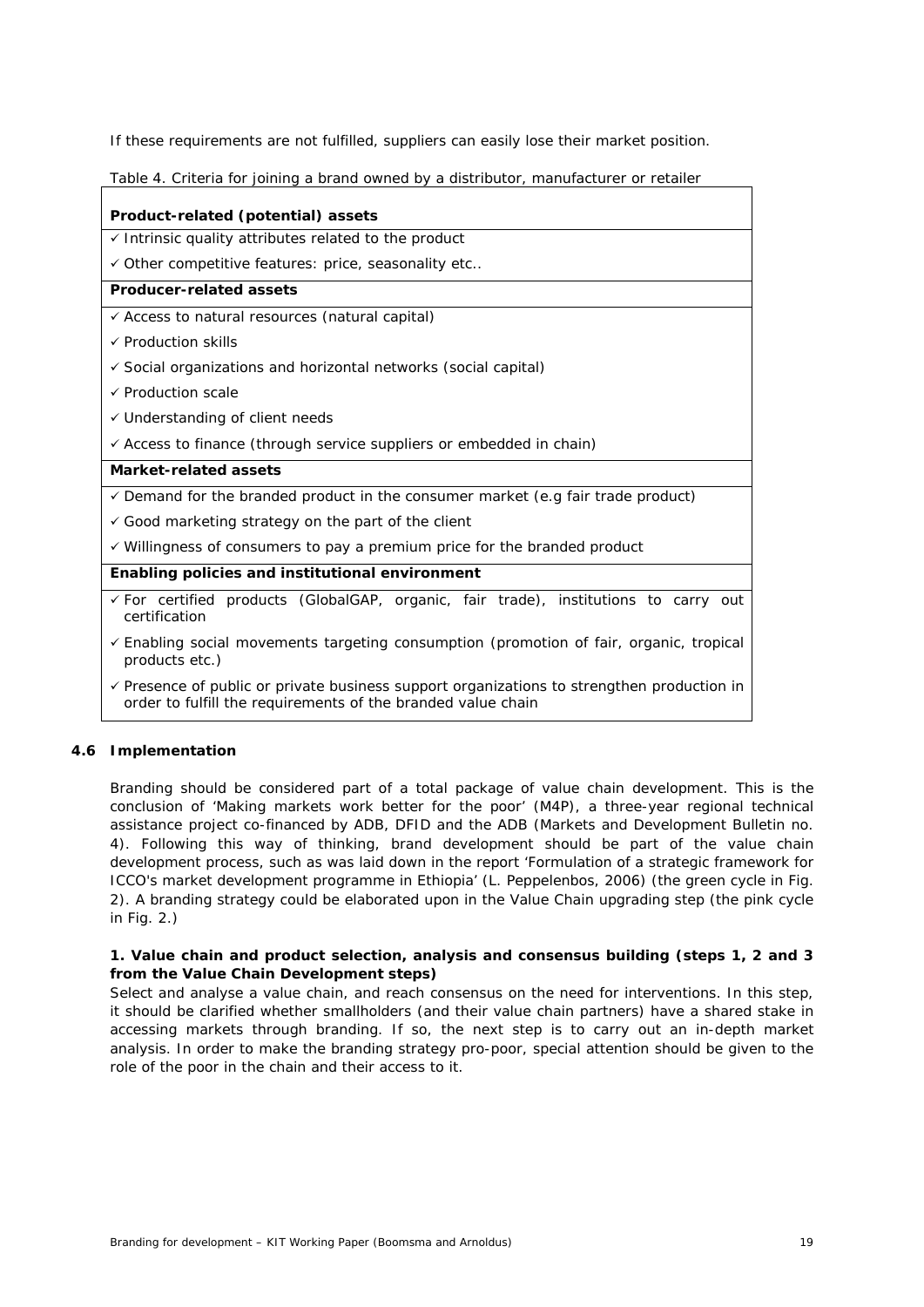If these requirements are not fulfilled, suppliers can easily lose their market position.

Table 4. Criteria for joining a brand owned by a distributor, manufacturer or retailer

| **Product-related (potential) assets** |
|---|
| ✓ Intrinsic quality attributes related to the product |
| ✓ Other competitive features: price, seasonality etc.. |
| **Producer-related assets** |
| ✓ Access to natural resources (natural capital) |
| ✓ Production skills |
| ✓ Social organizations and horizontal networks (social capital) |
| ✓ Production scale |
| ✓ Understanding of client needs |
| ✓ Access to finance (through service suppliers or embedded in chain) |
| **Market-related assets** |
| ✓ Demand for the branded product in the consumer market (e.g fair trade product) |
| ✓ Good marketing strategy on the part of the client |
| ✓ Willingness of consumers to pay a premium price for the branded product |
| **Enabling policies and institutional environment** |
| ✓ For certified products (GlobalGAP, organic, fair trade), institutions to carry out certification |
| ✓ Enabling social movements targeting consumption (promotion of fair, organic, tropical products etc.) |
| ✓ Presence of public or private business support organizations to strengthen production in order to fulfill the requirements of the branded value chain |

### 4.6 Implementation

Branding should be considered part of a total package of value chain development. This is the conclusion of 'Making markets work better for the poor' (M4P), a three-year regional technical assistance project co-financed by ADB, DFID and the ADB (Markets and Development Bulletin no. 4). Following this way of thinking, brand development should be part of the value chain development process, such as was laid down in the report 'Formulation of a strategic framework for ICCO's market development programme in Ethiopia' (L. Peppelenbos, 2006) (the green cycle in Fig. 2). A branding strategy could be elaborated upon in the Value Chain upgrading step (the pink cycle in Fig. 2.)

**1. Value chain and product selection, analysis and consensus building (steps 1, 2 and 3 from the Value Chain Development steps)**

Select and analyse a value chain, and reach consensus on the need for interventions. In this step, it should be clarified whether smallholders (and their value chain partners) have a shared stake in accessing markets through branding. If so, the next step is to carry out an in-depth market analysis. In order to make the branding strategy pro-poor, special attention should be given to the role of the poor in the chain and their access to it.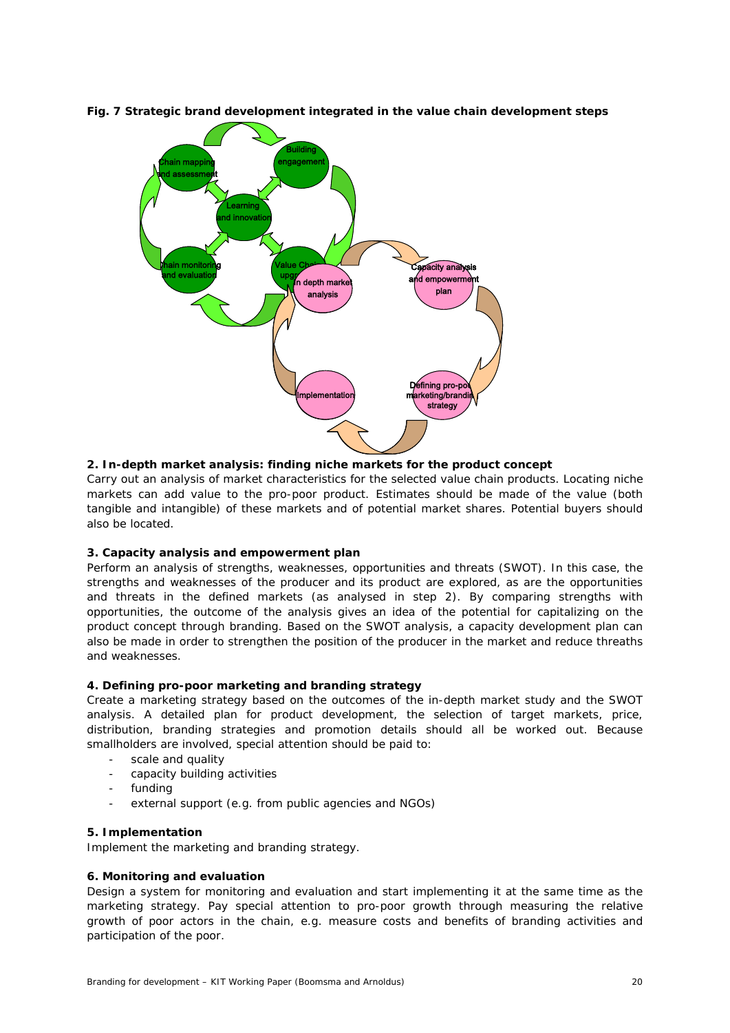**Fig. 7 Strategic brand development integrated in the value chain development steps**

**2. In-depth market analysis: finding niche markets for the product concept**

Carry out an analysis of market characteristics for the selected value chain products. Locating niche markets can add value to the pro-poor product. Estimates should be made of the value (both tangible and intangible) of these markets and of potential market shares. Potential buyers should also be located.

**3. Capacity analysis and empowerment plan**

Perform an analysis of strengths, weaknesses, opportunities and threats (SWOT). In this case, the strengths and weaknesses of the producer and its product are explored, as are the opportunities and threats in the defined markets (as analysed in step 2). By comparing strengths with opportunities, the outcome of the analysis gives an idea of the potential for capitalizing on the product concept through branding. Based on the SWOT analysis, a capacity development plan can also be made in order to strengthen the position of the producer in the market and reduce threaths and weaknesses.

**4. Defining pro-poor marketing and branding strategy**

Create a marketing strategy based on the outcomes of the in-depth market study and the SWOT analysis. A detailed plan for product development, the selection of target markets, price, distribution, branding strategies and promotion details should all be worked out. Because smallholders are involved, special attention should be paid to:

- scale and quality
- capacity building activities
- funding
- external support (e.g. from public agencies and NGOs)

**5. Implementation**

Implement the marketing and branding strategy.

**6. Monitoring and evaluation**

Design a system for monitoring and evaluation and start implementing it at the same time as the marketing strategy. Pay special attention to pro-poor growth through measuring the relative growth of poor actors in the chain, e.g. measure costs and benefits of branding activities and participation of the poor.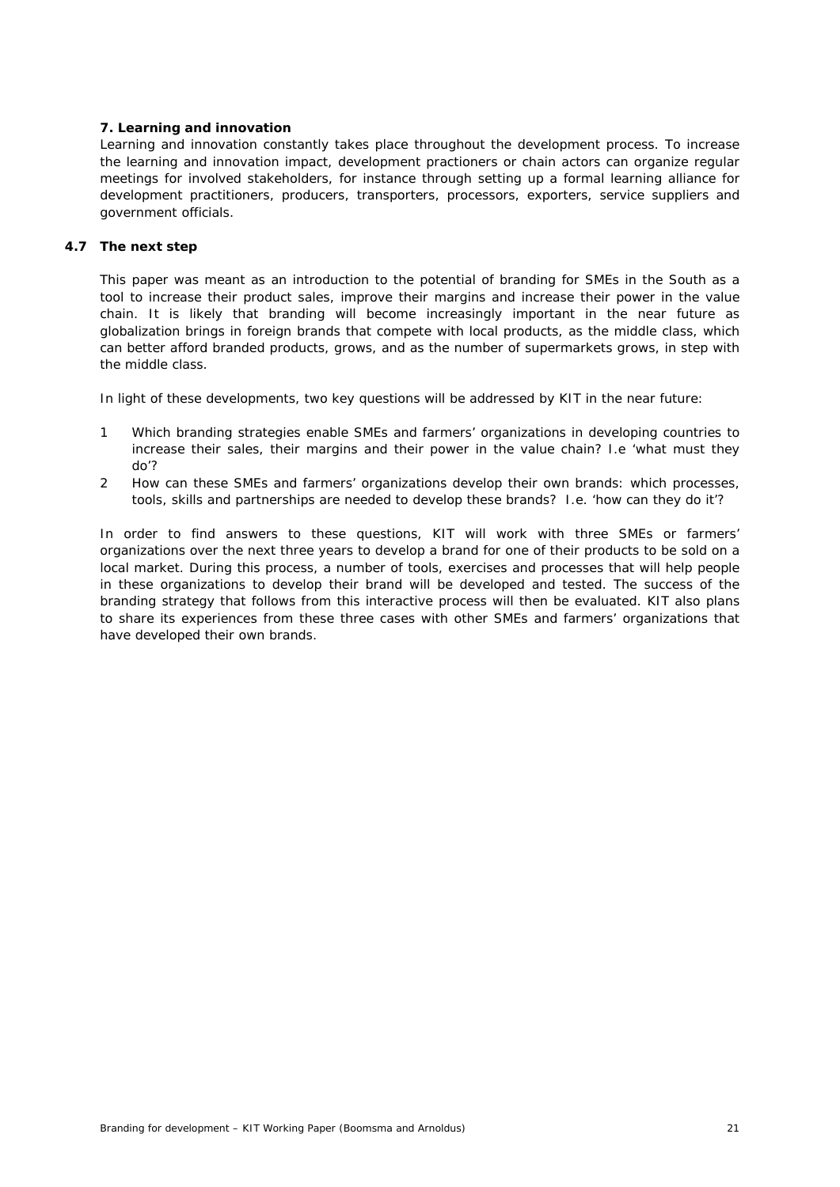**7. Learning and innovation**

Learning and innovation constantly takes place throughout the development process. To increase the learning and innovation impact, development practioners or chain actors can organize regular meetings for involved stakeholders, for instance through setting up a formal learning alliance for development practitioners, producers, transporters, processors, exporters, service suppliers and government officials.

## 4.7 The next step

This paper was meant as an introduction to the potential of branding for SMEs in the South as a tool to increase their product sales, improve their margins and increase their power in the value chain. It is likely that branding will become increasingly important in the near future as globalization brings in foreign brands that compete with local products, as the middle class, which can better afford branded products, grows, and as the number of supermarkets grows, in step with the middle class.

In light of these developments, two key questions will be addressed by KIT in the near future:

1. Which branding strategies enable SMEs and farmers' organizations in developing countries to increase their sales, their margins and their power in the value chain? I.e 'what must they do'?
2. How can these SMEs and farmers' organizations develop their own brands: which processes, tools, skills and partnerships are needed to develop these brands? I.e. 'how can they do it'?

In order to find answers to these questions, KIT will work with three SMEs or farmers' organizations over the next three years to develop a brand for one of their products to be sold on a local market. During this process, a number of tools, exercises and processes that will help people in these organizations to develop their brand will be developed and tested. The success of the branding strategy that follows from this interactive process will then be evaluated. KIT also plans to share its experiences from these three cases with other SMEs and farmers' organizations that have developed their own brands.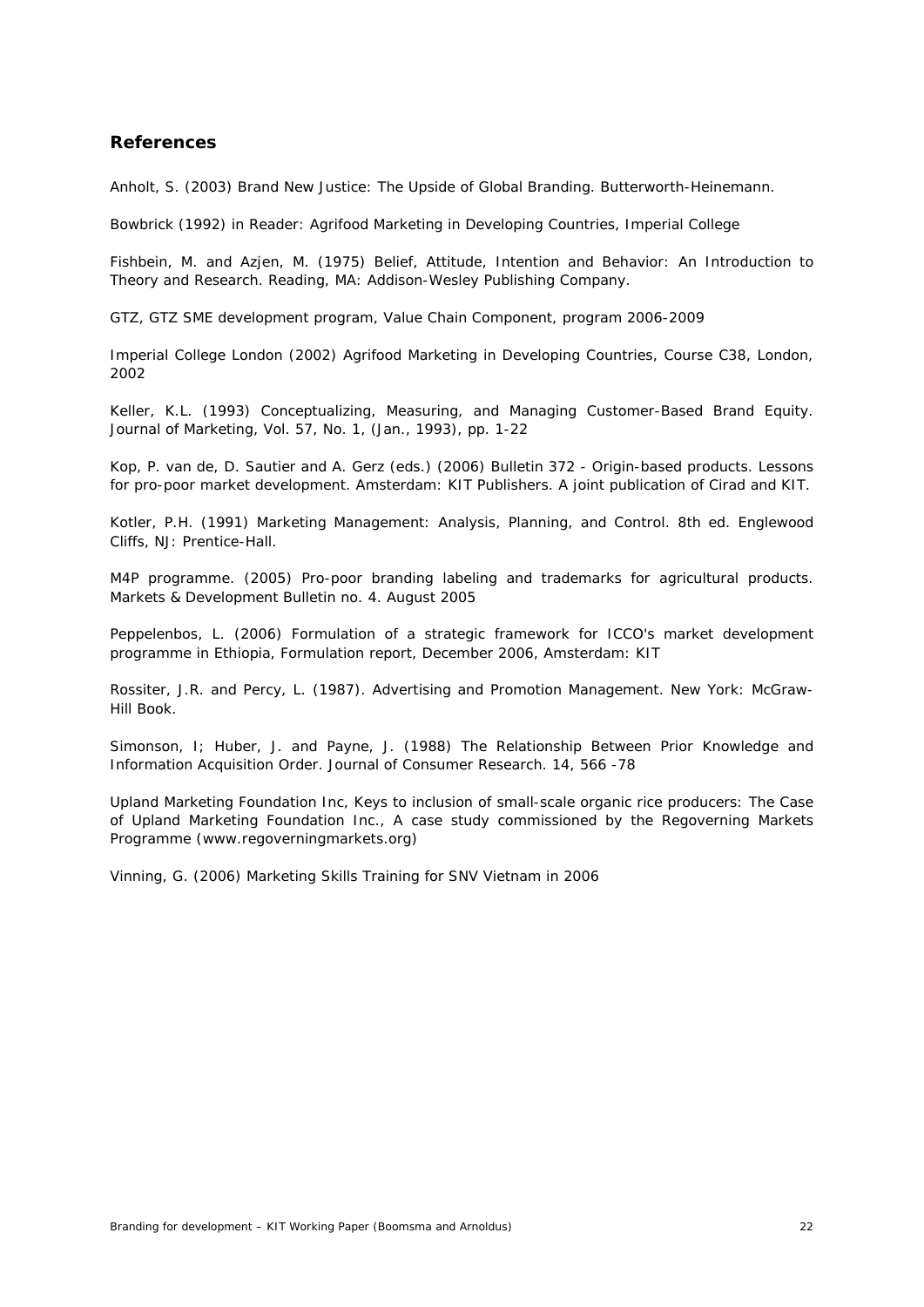## References

Anholt, S. (2003) Brand New Justice: The Upside of Global Branding. Butterworth-Heinemann.

Bowbrick (1992) in Reader: Agrifood Marketing in Developing Countries, Imperial College

Fishbein, M. and Azjen, M. (1975) Belief, Attitude, Intention and Behavior: An Introduction to Theory and Research. Reading, MA: Addison-Wesley Publishing Company.

GTZ, GTZ SME development program, Value Chain Component, program 2006-2009

Imperial College London (2002) Agrifood Marketing in Developing Countries, Course C38, London, 2002

Keller, K.L. (1993) Conceptualizing, Measuring, and Managing Customer-Based Brand Equity. Journal of Marketing, Vol. 57, No. 1, (Jan., 1993), pp. 1-22

Kop, P. van de, D. Sautier and A. Gerz (eds.) (2006) Bulletin 372 - Origin-based products. Lessons for pro-poor market development. Amsterdam: KIT Publishers. A joint publication of Cirad and KIT.

Kotler, P.H. (1991) Marketing Management: Analysis, Planning, and Control. 8th ed. Englewood Cliffs, NJ: Prentice-Hall.

M4P programme. (2005) Pro-poor branding labeling and trademarks for agricultural products. Markets & Development Bulletin no. 4. August 2005

Peppelenbos, L. (2006) Formulation of a strategic framework for ICCO's market development programme in Ethiopia, Formulation report, December 2006, Amsterdam: KIT

Rossiter, J.R. and Percy, L. (1987). Advertising and Promotion Management. New York: McGraw-Hill Book.

Simonson, I; Huber, J. and Payne, J. (1988) The Relationship Between Prior Knowledge and Information Acquisition Order. Journal of Consumer Research. 14, 566 -78

Upland Marketing Foundation Inc, Keys to inclusion of small-scale organic rice producers: The Case of Upland Marketing Foundation Inc., A case study commissioned by the Regoverning Markets Programme (www.regoverningmarkets.org)

Vinning, G. (2006) Marketing Skills Training for SNV Vietnam in 2006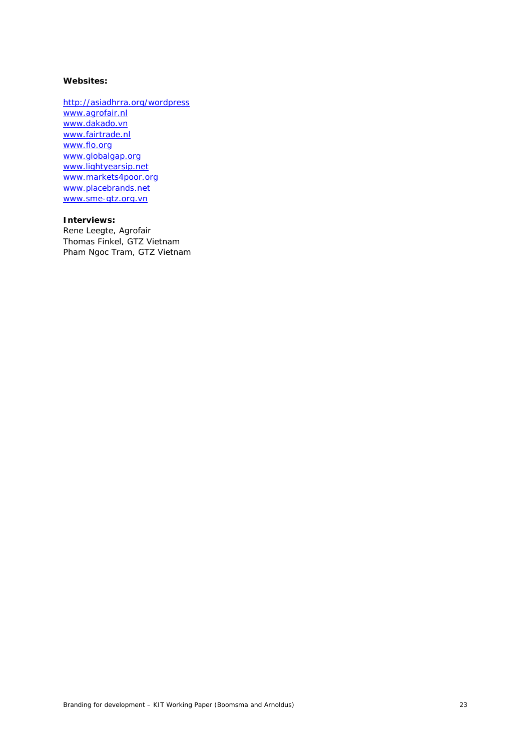**Websites:**

http://asiadhrra.org/wordpress
www.agrofair.nl
www.dakado.vn
www.fairtrade.nl
www.flo.org
www.globalgap.org
www.lightyearsip.net
www.markets4poor.org
www.placebrands.net
www.sme-gtz.org.vn

**Interviews:**
Rene Leegte, Agrofair
Thomas Finkel, GTZ Vietnam
Pham Ngoc Tram, GTZ Vietnam